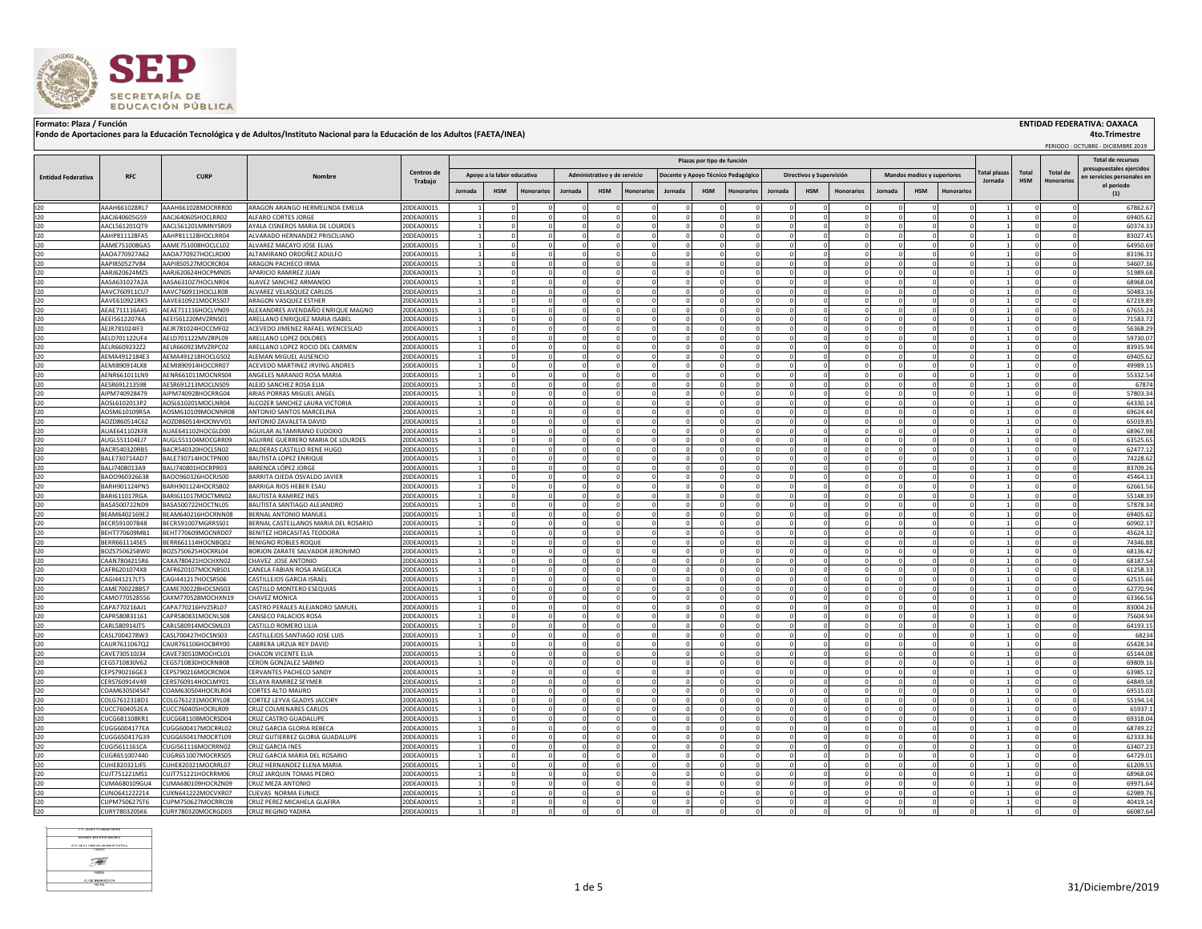**Formato: Plaza / Función**

**Fondo de Aportaciones para la Educación Tecnológica y de Adultos/Instituto Nacional para la Educación de los Adultos (FAETA/INEA)**

**ENTIDAD FEDERATIVA: OAXACA**

**4to.Trimestre**

PERIODO : OCTUBRE - DICIEMBRE 2019

| Entidad Federativa | RFC | CURP | Nombre | Centros de Trabajo | Plazas por tipo de función | | | | | | | | | | | | | | | Total plazas Jornada | Total HSM | Total de Honorarios | Total de recursos presupuestales ejercidos en servicios personales en el periodo (1) |
|---|---|---|---|---|---|---|---|---|---|---|---|---|---|---|---|---|---|---|---|---|---|---|---|
| | | | | | Apoyo a la labor educativa | | | Administrativo y de servicio | | | Docente y Apoyo Técnico Pedagógico | | | Directivos y Supervisión | | | Mandos medios y superiores | | | | | | |
| | | | | | Jornada | HSM | Honorarios | Jornada | HSM | Honorarios | Jornada | HSM | Honorarios | Jornada | HSM | Honorarios | Jornada | HSM | Honorarios | | | | |
| I20 | AAAH661028RL7 | AAAH661028MOCRRR00 | ARAGON ARANGO HERMELINDA EMELIA | 20DEA0001S | 1 | 0 | 0 | 0 | 0 | 0 | 0 | 0 | 0 | 0 | 0 | 0 | 0 | 0 | 0 | 1 | 0 | 0 | 67862.67 |
| I20 | AACJ640605G59 | AACJ640605HOCLRR02 | ALFARO CORTES JORGE | 20DEA0001S | 1 | 0 | 0 | 0 | 0 | 0 | 0 | 0 | 0 | 0 | 0 | 0 | 0 | 0 | 0 | 1 | 0 | 0 | 69405.62 |
| I20 | AACL561201QT9 | AACL561201MMNYSR09 | AYALA CISNEROS MARIA DE LOURDES | 20DEA0001S | 1 | 0 | 0 | 0 | 0 | 0 | 0 | 0 | 0 | 0 | 0 | 0 | 0 | 0 | 0 | 1 | 0 | 0 | 60374.33 |
| I20 | AAHP811128FA5 | AAHP811128HOCLRR04 | ALVARADO HERNANDEZ PRISCILIANO | 20DEA0001S | 1 | 0 | 0 | 0 | 0 | 0 | 0 | 0 | 0 | 0 | 0 | 0 | 0 | 0 | 0 | 1 | 0 | 0 | 83027.45 |
| I20 | AAME751008GA5 | AAME751008HOCLCL02 | ALVAREZ MACAYO JOSE ELIAS | 20DEA0001S | 1 | 0 | 0 | 0 | 0 | 0 | 0 | 0 | 0 | 0 | 0 | 0 | 0 | 0 | 0 | 1 | 0 | 0 | 64950.69 |
| I20 | AAOA770927A62 | AAOA770927HOCLRD00 | ALTAMIRANO ORDOÑEZ ADULFO | 20DEA0001S | 1 | 0 | 0 | 0 | 0 | 0 | 0 | 0 | 0 | 0 | 0 | 0 | 0 | 0 | 0 | 1 | 0 | 0 | 83196.31 |
| I20 | AAPI850527V84 | AAPI850527MOCRCR04 | ARAGON PACHECO IRMA | 20DEA0001S | 1 | 0 | 0 | 0 | 0 | 0 | 0 | 0 | 0 | 0 | 0 | 0 | 0 | 0 | 0 | 1 | 0 | 0 | 54607.36 |
| I20 | AARJ620624MZ5 | AARJ620624HOCPMN05 | APARICIO RAMIREZ JUAN | 20DEA0001S | 1 | 0 | 0 | 0 | 0 | 0 | 0 | 0 | 0 | 0 | 0 | 0 | 0 | 0 | 0 | 1 | 0 | 0 | 51989.68 |
| I20 | AASA631027A2A | AASA631027HOCLNR04 | ALAVEZ SANCHEZ ARMANDO | 20DEA0001S | 1 | 0 | 0 | 0 | 0 | 0 | 0 | 0 | 0 | 0 | 0 | 0 | 0 | 0 | 0 | 1 | 0 | 0 | 68968.04 |
| I20 | AAVC760911CU7 | AAVC760911HOCLLR08 | ALVAREZ VELASQUEZ CARLOS | 20DEA0001S | 1 | 0 | 0 | 0 | 0 | 0 | 0 | 0 | 0 | 0 | 0 | 0 | 0 | 0 | 0 | 1 | 0 | 0 | 50483.16 |
| I20 | AAVE610921RK5 | AAVE610921MOCRSS07 | ARAGON VASQUEZ ESTHER | 20DEA0001S | 1 | 0 | 0 | 0 | 0 | 0 | 0 | 0 | 0 | 0 | 0 | 0 | 0 | 0 | 0 | 1 | 0 | 0 | 67219.89 |
| I20 | AEAE711116A45 | AEAE711116HOCLVN09 | ALEXANDRES AVENDAÑO ENRIQUE MAGNO | 20DEA0001S | 1 | 0 | 0 | 0 | 0 | 0 | 0 | 0 | 0 | 0 | 0 | 0 | 0 | 0 | 0 | 1 | 0 | 0 | 67655.24 |
| I20 | AEEI5612207KA | AEEI561220MVZRNS01 | ARELLANO ENRIQUEZ MARIA ISABEL | 20DEA0001S | 1 | 0 | 0 | 0 | 0 | 0 | 0 | 0 | 0 | 0 | 0 | 0 | 0 | 0 | 0 | 1 | 0 | 0 | 71583.72 |
| I20 | AEJR781024IF3 | AEJR781024HOCCMF02 | ACEVEDO JIMENEZ RAFAEL WENCESLAO | 20DEA0001S | 1 | 0 | 0 | 0 | 0 | 0 | 0 | 0 | 0 | 0 | 0 | 0 | 0 | 0 | 0 | 1 | 0 | 0 | 56368.29 |
| I20 | AELD701122UF4 | AELD701122MVZRPL09 | ARELLANO LOPEZ DOLORES | 20DEA0001S | 1 | 0 | 0 | 0 | 0 | 0 | 0 | 0 | 0 | 0 | 0 | 0 | 0 | 0 | 0 | 1 | 0 | 0 | 59730.07 |
| I20 | AELR6609232Z2 | AELR660923MVZRPC02 | ARELLANO LOPEZ ROCIO DEL CARMEN | 20DEA0001S | 1 | 0 | 0 | 0 | 0 | 0 | 0 | 0 | 0 | 0 | 0 | 0 | 0 | 0 | 0 | 1 | 0 | 0 | 83935.94 |
| I20 | AEMA4912184E3 | AEMA491218HOCLGS02 | ALEMAN MIGUEL AUSENCIO | 20DEA0001S | 1 | 0 | 0 | 0 | 0 | 0 | 0 | 0 | 0 | 0 | 0 | 0 | 0 | 0 | 0 | 1 | 0 | 0 | 69405.62 |
| I20 | AEMI890914LX8 | AEMI890914HOCCRR07 | ACEVEDO MARTINEZ IRVING ANDRES | 20DEA0001S | 1 | 0 | 0 | 0 | 0 | 0 | 0 | 0 | 0 | 0 | 0 | 0 | 0 | 0 | 0 | 1 | 0 | 0 | 49989.15 |
| I20 | AENR661011LN9 | AENR661011MOCNRS04 | ANGELES NARANJO ROSA MARIA | 20DEA0001S | 1 | 0 | 0 | 0 | 0 | 0 | 0 | 0 | 0 | 0 | 0 | 0 | 0 | 0 | 0 | 1 | 0 | 0 | 55332.54 |
| I20 | AESR691213598 | AESR691213MOCLNS09 | ALEJO SANCHEZ ROSA ELIA | 20DEA0001S | 1 | 0 | 0 | 0 | 0 | 0 | 0 | 0 | 0 | 0 | 0 | 0 | 0 | 0 | 0 | 1 | 0 | 0 | 67874 |
| I20 | AIPM740928479 | AIPM740928HOCRRG04 | ARIAS PORRAS MIGUEL ANGEL | 20DEA0001S | 1 | 0 | 0 | 0 | 0 | 0 | 0 | 0 | 0 | 0 | 0 | 0 | 0 | 0 | 0 | 1 | 0 | 0 | 57803.34 |
| I20 | AOSL6102013P2 | AOSL610201MOCLNR04 | ALCOZER SANCHEZ LAURA VICTORIA | 20DEA0001S | 1 | 0 | 0 | 0 | 0 | 0 | 0 | 0 | 0 | 0 | 0 | 0 | 0 | 0 | 0 | 1 | 0 | 0 | 64330.14 |
| I20 | AOSM610109R5A | AOSM610109MOCNNR08 | ANTONIO SANTOS MARCELINA | 20DEA0001S | 1 | 0 | 0 | 0 | 0 | 0 | 0 | 0 | 0 | 0 | 0 | 0 | 0 | 0 | 0 | 1 | 0 | 0 | 69624.44 |
| I20 | AOZD860514C62 | AOZD860514HOCNVV01 | ANTONIO ZAVALETA DAVID | 20DEA0001S | 1 | 0 | 0 | 0 | 0 | 0 | 0 | 0 | 0 | 0 | 0 | 0 | 0 | 0 | 0 | 1 | 0 | 0 | 65019.85 |
| I20 | AUAE641102KF8 | AUAE641102HOCGLD00 | AGUILAR ALTAMIRANO EUDOXIO | 20DEA0001S | 1 | 0 | 0 | 0 | 0 | 0 | 0 | 0 | 0 | 0 | 0 | 0 | 0 | 0 | 0 | 1 | 0 | 0 | 68967.98 |
| I20 | AUGL551104EJ7 | AUGL551104MOCGRR09 | AGUIRRE GUERRERO MARIA DE LOURDES | 20DEA0001S | 1 | 0 | 0 | 0 | 0 | 0 | 0 | 0 | 0 | 0 | 0 | 0 | 0 | 0 | 0 | 1 | 0 | 0 | 63525.65 |
| I20 | BACR540320RB5 | BACR540320HOCLSN02 | BALDERAS CASTILLO RENE HUGO | 20DEA0001S | 1 | 0 | 0 | 0 | 0 | 0 | 0 | 0 | 0 | 0 | 0 | 0 | 0 | 0 | 0 | 1 | 0 | 0 | 62477.12 |
| I20 | BALE730714AD7 | BALE730714HOCTPN00 | BAUTISTA LOPEZ ENRIQUE | 20DEA0001S | 1 | 0 | 0 | 0 | 0 | 0 | 0 | 0 | 0 | 0 | 0 | 0 | 0 | 0 | 0 | 1 | 0 | 0 | 74228.62 |
| I20 | BALJ7408013A9 | BALJ740801HOCRPR03 | BARENCA LÓPEZ JORGE | 20DEA0001S | 1 | 0 | 0 | 0 | 0 | 0 | 0 | 0 | 0 | 0 | 0 | 0 | 0 | 0 | 0 | 1 | 0 | 0 | 83709.26 |
| I20 | BAOO960326638 | BAOO960326HOCRJS00 | BARRITA OJEDA OSVALDO JAVIER | 20DEA0001S | 1 | 0 | 0 | 0 | 0 | 0 | 0 | 0 | 0 | 0 | 0 | 0 | 0 | 0 | 0 | 1 | 0 | 0 | 45464.13 |
| I20 | BARH901124PN5 | BARH901124HOCRSB02 | BARRIGA RIOS HEBER ESAU | 20DEA0001S | 1 | 0 | 0 | 0 | 0 | 0 | 0 | 0 | 0 | 0 | 0 | 0 | 0 | 0 | 0 | 1 | 0 | 0 | 62661.56 |
| I20 | BARI611017RGA | BARI611017MOCTMN02 | BAUTISTA RAMIREZ INES | 20DEA0001S | 1 | 0 | 0 | 0 | 0 | 0 | 0 | 0 | 0 | 0 | 0 | 0 | 0 | 0 | 0 | 1 | 0 | 0 | 55148.39 |
| I20 | BASA500722ND9 | BASA500722HOCTNL05 | BAUTISTA SANTIAGO ALEJANDRO | 20DEA0001S | 1 | 0 | 0 | 0 | 0 | 0 | 0 | 0 | 0 | 0 | 0 | 0 | 0 | 0 | 0 | 1 | 0 | 0 | 57878.34 |
| I20 | BEAM6402169E2 | BEAM640216HOCRNN08 | BERNAL ANTONIO MANUEL | 20DEA0001S | 1 | 0 | 0 | 0 | 0 | 0 | 0 | 0 | 0 | 0 | 0 | 0 | 0 | 0 | 0 | 1 | 0 | 0 | 69405.62 |
| I20 | BECR591007B48 | BECR591007MGRRSS01 | BERNAL CASTELLANOS MARIA DEL ROSARIO | 20DEA0001S | 1 | 0 | 0 | 0 | 0 | 0 | 0 | 0 | 0 | 0 | 0 | 0 | 0 | 0 | 0 | 1 | 0 | 0 | 60902.17 |
| I20 | BEHT770609MB1 | BEHT770609MOCNRD07 | BENITEZ HORCASITAS TEODORA | 20DEA0001S | 1 | 0 | 0 | 0 | 0 | 0 | 0 | 0 | 0 | 0 | 0 | 0 | 0 | 0 | 0 | 1 | 0 | 0 | 45624.32 |
| I20 | BERR661114SE5 | BERR661114HOCNBQ02 | BENIGNO ROBLES ROQUE | 20DEA0001S | 1 | 0 | 0 | 0 | 0 | 0 | 0 | 0 | 0 | 0 | 0 | 0 | 0 | 0 | 0 | 1 | 0 | 0 | 74346.88 |
| I20 | BOZS750625BW0 | BOZS750625HOCRRL04 | BORJON ZARATE SALVADOR JERONIMO | 20DEA0001S | 1 | 0 | 0 | 0 | 0 | 0 | 0 | 0 | 0 | 0 | 0 | 0 | 0 | 0 | 0 | 1 | 0 | 0 | 68136.42 |
| I20 | CAAN7804215R6 | CAXA780421HOCHXN02 | CHAVEZ JOSE ANTONIO | 20DEA0001S | 1 | 0 | 0 | 0 | 0 | 0 | 0 | 0 | 0 | 0 | 0 | 0 | 0 | 0 | 0 | 1 | 0 | 0 | 68187.54 |
| I20 | CAFR6201074X8 | CAFR620107MOCNBS01 | CANELA FABIAN ROSA ANGELICA | 20DEA0001S | 1 | 0 | 0 | 0 | 0 | 0 | 0 | 0 | 0 | 0 | 0 | 0 | 0 | 0 | 0 | 1 | 0 | 0 | 61258.33 |
| I20 | CAGI441217LT5 | CAGI441217HOCSRS06 | CASTILLEJOS GARCIA ISRAEL | 20DEA0001S | 1 | 0 | 0 | 0 | 0 | 0 | 0 | 0 | 0 | 0 | 0 | 0 | 0 | 0 | 0 | 1 | 0 | 0 | 62515.66 |
| I20 | CAME700228B57 | CAME700228HOCSNS03 | CASTILLO MONTERO ESEQUIAS | 20DEA0001S | 1 | 0 | 0 | 0 | 0 | 0 | 0 | 0 | 0 | 0 | 0 | 0 | 0 | 0 | 0 | 1 | 0 | 0 | 62770.94 |
| I20 | CAMO770528556 | CAXM770528MOCHXN19 | CHAVEZ MONICA | 20DEA0001S | 1 | 0 | 0 | 0 | 0 | 0 | 0 | 0 | 0 | 0 | 0 | 0 | 0 | 0 | 0 | 1 | 0 | 0 | 63366.56 |
| I20 | CAPA770216AJ1 | CAPA770216HVZSRL07 | CASTRO PERALES ALEJANDRO SAMUEL | 20DEA0001S | 1 | 0 | 0 | 0 | 0 | 0 | 0 | 0 | 0 | 0 | 0 | 0 | 0 | 0 | 0 | 1 | 0 | 0 | 83004.26 |
| I20 | CAPR580831161 | CAPR580831MOCNLS08 | CANSECO PALACIOS ROSA | 20DEA0001S | 1 | 0 | 0 | 0 | 0 | 0 | 0 | 0 | 0 | 0 | 0 | 0 | 0 | 0 | 0 | 1 | 0 | 0 | 75604.94 |
| I20 | CARL580914JT5 | CARL580914MOCSML03 | CASTILLO ROMERO LILIA | 20DEA0001S | 1 | 0 | 0 | 0 | 0 | 0 | 0 | 0 | 0 | 0 | 0 | 0 | 0 | 0 | 0 | 1 | 0 | 0 | 64193.15 |
| I20 | CASL7004278W3 | CASL700427HOCSNS03 | CASTILLEJOS SANTIAGO JOSE LUIS | 20DEA0001S | 1 | 0 | 0 | 0 | 0 | 0 | 0 | 0 | 0 | 0 | 0 | 0 | 0 | 0 | 0 | 1 | 0 | 0 | 68234 |
| I20 | CAUR7611067Q2 | CAUR761106HOCBRY00 | CABRERA URZUA REY DAVID | 20DEA0001S | 1 | 0 | 0 | 0 | 0 | 0 | 0 | 0 | 0 | 0 | 0 | 0 | 0 | 0 | 0 | 1 | 0 | 0 | 65428.34 |
| I20 | CAVE730510J34 | CAVE730510MOCHCL01 | CHACON VICENTE ELIA | 20DEA0001S | 1 | 0 | 0 | 0 | 0 | 0 | 0 | 0 | 0 | 0 | 0 | 0 | 0 | 0 | 0 | 1 | 0 | 0 | 65144.08 |
| I20 | CEGS710830V62 | CEGS710830HOCRNB08 | CERON GONZALEZ SABINO | 20DEA0001S | 1 | 0 | 0 | 0 | 0 | 0 | 0 | 0 | 0 | 0 | 0 | 0 | 0 | 0 | 0 | 1 | 0 | 0 | 69809.16 |
| I20 | CEPS790216GE3 | CEPS790216MOCRCN04 | CERVANTES PACHECO SANDY | 20DEA0001S | 1 | 0 | 0 | 0 | 0 | 0 | 0 | 0 | 0 | 0 | 0 | 0 | 0 | 0 | 0 | 1 | 0 | 0 | 63985.12 |
| I20 | CERS760914V49 | CERS760914HOCLMY01 | CELAYA RAMIREZ SEYMER | 20DEA0001S | 1 | 0 | 0 | 0 | 0 | 0 | 0 | 0 | 0 | 0 | 0 | 0 | 0 | 0 | 0 | 1 | 0 | 0 | 64849.58 |
| I20 | COAM630504S47 | COAM630504HOCRLR04 | CORTES ALTO MAURO | 20DEA0001S | 1 | 0 | 0 | 0 | 0 | 0 | 0 | 0 | 0 | 0 | 0 | 0 | 0 | 0 | 0 | 1 | 0 | 0 | 69515.03 |
| I20 | COLG761231BD1 | COLG761231MOCRYL08 | CORTEZ LEYVA GLADYS JACCIRY | 20DEA0001S | 1 | 0 | 0 | 0 | 0 | 0 | 0 | 0 | 0 | 0 | 0 | 0 | 0 | 0 | 0 | 1 | 0 | 0 | 55194.14 |
| I20 | CUCC7604052EA | CUCC760405HOCRLR09 | CRUZ COLMENARES CARLOS | 20DEA0001S | 1 | 0 | 0 | 0 | 0 | 0 | 0 | 0 | 0 | 0 | 0 | 0 | 0 | 0 | 0 | 1 | 0 | 0 | 65937.1 |
| I20 | CUCG681108KR1 | CUCG681108MOCRSD04 | CRUZ CASTRO GUADALUPE | 20DEA0001S | 1 | 0 | 0 | 0 | 0 | 0 | 0 | 0 | 0 | 0 | 0 | 0 | 0 | 0 | 0 | 1 | 0 | 0 | 69318.04 |
| I20 | CUGG6004177EA | CUGG600417MOCRRL02 | CRUZ GARCIA GLORIA REBECA | 20DEA0001S | 1 | 0 | 0 | 0 | 0 | 0 | 0 | 0 | 0 | 0 | 0 | 0 | 0 | 0 | 0 | 1 | 0 | 0 | 68749.22 |
| I20 | CUGG650417G39 | CUGG650417MOCRTL09 | CRUZ GUTIERREZ GLORIA GUADALUPE | 20DEA0001S | 1 | 0 | 0 | 0 | 0 | 0 | 0 | 0 | 0 | 0 | 0 | 0 | 0 | 0 | 0 | 1 | 0 | 0 | 62333.36 |
| I20 | CUGI5611161CA | CUGI561116MOCRRN02 | CRUZ GARCIA INES | 20DEA0001S | 1 | 0 | 0 | 0 | 0 | 0 | 0 | 0 | 0 | 0 | 0 | 0 | 0 | 0 | 0 | 1 | 0 | 0 | 63407.23 |
| I20 | CUGR651007440 | CUGR651007MOCRRS05 | CRUZ GARCIA MARIA DEL ROSARIO | 20DEA0001S | 1 | 0 | 0 | 0 | 0 | 0 | 0 | 0 | 0 | 0 | 0 | 0 | 0 | 0 | 0 | 1 | 0 | 0 | 64729.01 |
| I20 | CUHE820321JF5 | CUHE820321MOCRRL07 | CRUZ HERNANDEZ ELENA MARIA | 20DEA0001S | 1 | 0 | 0 | 0 | 0 | 0 | 0 | 0 | 0 | 0 | 0 | 0 | 0 | 0 | 0 | 1 | 0 | 0 | 61209.55 |
| I20 | CUJT751221MS1 | CUJT751221HOCRRM06 | CRUZ JARQUIN TOMAS PEDRO | 20DEA0001S | 1 | 0 | 0 | 0 | 0 | 0 | 0 | 0 | 0 | 0 | 0 | 0 | 0 | 0 | 0 | 1 | 0 | 0 | 68968.04 |
| I20 | CUMA680109GU4 | CUMA680109HOCRZN09 | CRUZ MEZA ANTONIO | 20DEA0001S | 1 | 0 | 0 | 0 | 0 | 0 | 0 | 0 | 0 | 0 | 0 | 0 | 0 | 0 | 0 | 1 | 0 | 0 | 69971.64 |
| I20 | CUNO641222214 | CUXN641222MOCVXR07 | CUEVAS NORMA EUNICE | 20DEA0001S | 1 | 0 | 0 | 0 | 0 | 0 | 0 | 0 | 0 | 0 | 0 | 0 | 0 | 0 | 0 | 1 | 0 | 0 | 62989.76 |
| I20 | CUPM750627ST6 | CUPM750627MOCRRC08 | CRUZ PEREZ MICAHELA GLAFIRA | 20DEA0001S | 1 | 0 | 0 | 0 | 0 | 0 | 0 | 0 | 0 | 0 | 0 | 0 | 0 | 0 | 0 | 1 | 0 | 0 | 40419.14 |
| I20 | CURY780320SK6 | CURY780320MOCRGD03 | CRUZ REGINO YADIRA | 20DEA0001S | 1 | 0 | 0 | 0 | 0 | 0 | 0 | 0 | 0 | 0 | 0 | 0 | 0 | 0 | 0 | 1 | 0 | 0 | 66087.64 |

31/Diciembre/2019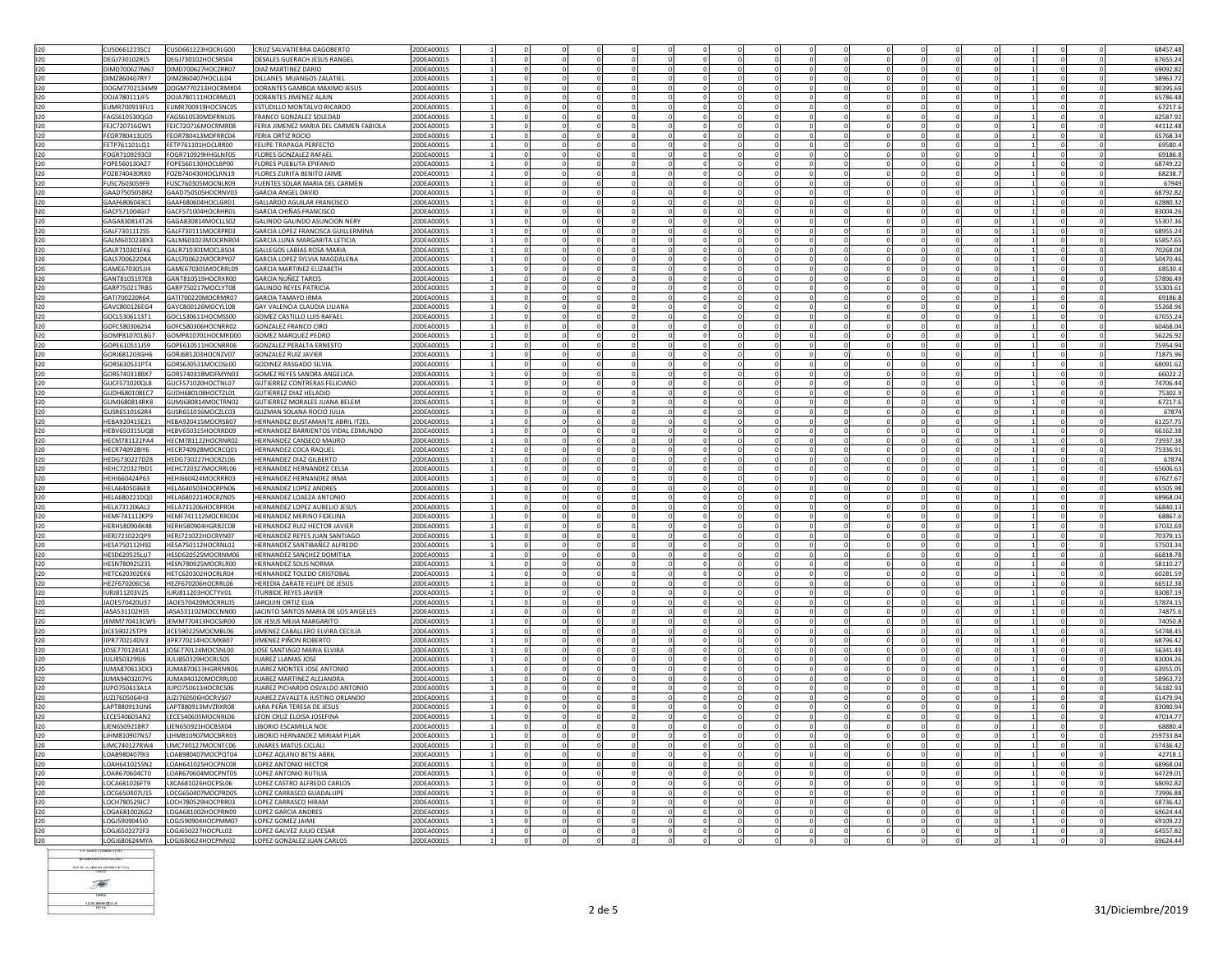| | | | | | | | | | | | | | | | | | | | | | | | | | |
|---|---|---|---|---|---|---|---|---|---|---|---|---|---|---|---|---|---|---|---|---|---|---|---|---|---|
| I20 | CUSD661223SC1 | CUSD661223HOCRLG00 | CRUZ SALVATIERRA DAGOBERTO | 20DEA0001S | 1 | 0 | 0 | 0 | 0 | 0 | 0 | 0 | 0 | 0 | 0 | 0 | 0 | 0 | 0 | 0 | 0 | 1 | 0 | 0 | 68457.48 |
| I20 | DEGJ730102RL5 | DEGJ730102HOCSRS04 | DESALES GUERACH JESUS RANGEL | 20DEA0001S | 1 | 0 | 0 | 0 | 0 | 0 | 0 | 0 | 0 | 0 | 0 | 0 | 0 | 0 | 0 | 0 | 0 | 1 | 0 | 0 | 67655.24 |
| I20 | DIMD700627M67 | DIMD700627HOCZRR07 | DIAZ MARTINEZ DARIO | 20DEA0001S | 1 | 0 | 0 | 0 | 0 | 0 | 0 | 0 | 0 | 0 | 0 | 0 | 0 | 0 | 0 | 0 | 0 | 1 | 0 | 0 | 69092.82 |
| I20 | DIMZ860407RY7 | DIMZ860407HOCLJL04 | DILLANES MIJANGOS ZALATIEL | 20DEA0001S | 1 | 0 | 0 | 0 | 0 | 0 | 0 | 0 | 0 | 0 | 0 | 0 | 0 | 0 | 0 | 0 | 0 | 1 | 0 | 0 | 58963.72 |
| I20 | DOGM7702134M9 | DOGM770213HOCRMX04 | DORANTES GAMBOA MAXIMO JESUS | 20DEA0001S | 1 | 0 | 0 | 0 | 0 | 0 | 0 | 0 | 0 | 0 | 0 | 0 | 0 | 0 | 0 | 0 | 0 | 1 | 0 | 0 | 80395.69 |
| I20 | DOJA780111JF5 | DOJA780111HOCRML01 | DORANTES JIMENEZ ALAIN | 20DEA0001S | 1 | 0 | 0 | 0 | 0 | 0 | 0 | 0 | 0 | 0 | 0 | 0 | 0 | 0 | 0 | 0 | 0 | 1 | 0 | 0 | 65786.48 |
| I20 | EUMR700919FU1 | EUMR700919HOCSNC05 | ESTUDILLO MONTALVO RICARDO | 20DEA0001S | 1 | 0 | 0 | 0 | 0 | 0 | 0 | 0 | 0 | 0 | 0 | 0 | 0 | 0 | 0 | 0 | 0 | 1 | 0 | 0 | 67217.6 |
| I20 | FAGS610530QG0 | FAGS610530MDFRNL05 | FRANCO GONZALEZ SOLEDAD | 20DEA0001S | 1 | 0 | 0 | 0 | 0 | 0 | 0 | 0 | 0 | 0 | 0 | 0 | 0 | 0 | 0 | 0 | 0 | 1 | 0 | 0 | 62587.92 |
| I20 | FEJC720716GW1 | FEJC720716MOCRMR08 | FERIA JIMENEZ MARIA DEL CARMEN FABIOLA | 20DEA0001S | 1 | 0 | 0 | 0 | 0 | 0 | 0 | 0 | 0 | 0 | 0 | 0 | 0 | 0 | 0 | 0 | 0 | 1 | 0 | 0 | 44112.48 |
| I20 | FEOR780413UD5 | FEOR780413MDFRRC04 | FERIA ORTIZ ROCIO | 20DEA0001S | 1 | 0 | 0 | 0 | 0 | 0 | 0 | 0 | 0 | 0 | 0 | 0 | 0 | 0 | 0 | 0 | 0 | 1 | 0 | 0 | 65768.34 |
| I20 | FETP761101LQ1 | FETP761101HOCLRR00 | FELIPE TRAPAGA PERFECTO | 20DEA0001S | 1 | 0 | 0 | 0 | 0 | 0 | 0 | 0 | 0 | 0 | 0 | 0 | 0 | 0 | 0 | 0 | 0 | 1 | 0 | 0 | 69580.4 |
| I20 | FOGR7109293C0 | FOGR710929HHGLNF05 | FLORES GONZALEZ RAFAEL | 20DEA0001S | 1 | 0 | 0 | 0 | 0 | 0 | 0 | 0 | 0 | 0 | 0 | 0 | 0 | 0 | 0 | 0 | 0 | 1 | 0 | 0 | 69186.8 |
| I20 | FOPE560130AZ7 | FOPE560130HOCLBP00 | FLORES PUEBLITA EPIFANIO | 20DEA0001S | 1 | 0 | 0 | 0 | 0 | 0 | 0 | 0 | 0 | 0 | 0 | 0 | 0 | 0 | 0 | 0 | 0 | 1 | 0 | 0 | 68749.22 |
| I20 | FOZB740430RX0 | FOZB740430HOCLRN19 | FLORES ZURITA BENITO JAIME | 20DEA0001S | 1 | 0 | 0 | 0 | 0 | 0 | 0 | 0 | 0 | 0 | 0 | 0 | 0 | 0 | 0 | 0 | 0 | 1 | 0 | 0 | 68238.7 |
| I20 | FUSC7603059F9 | FUSC760305MOCNLR09 | FUENTES SOLAR MARIA DEL CARMEN | 20DEA0001S | 1 | 0 | 0 | 0 | 0 | 0 | 0 | 0 | 0 | 0 | 0 | 0 | 0 | 0 | 0 | 0 | 0 | 1 | 0 | 0 | 67949 |
| I20 | GAAD7505058R2 | GAAD750505HOCRNV03 | GARCIA ANGEL DAVID | 20DEA0001S | 1 | 0 | 0 | 0 | 0 | 0 | 0 | 0 | 0 | 0 | 0 | 0 | 0 | 0 | 0 | 0 | 0 | 1 | 0 | 0 | 68792.82 |
| I20 | GAAF6806043C1 | GAAF680604HOCLGR01 | GALLARDO AGUILAR FRANCISCO | 20DEA0001S | 1 | 0 | 0 | 0 | 0 | 0 | 0 | 0 | 0 | 0 | 0 | 0 | 0 | 0 | 0 | 0 | 0 | 1 | 0 | 0 | 62880.32 |
| I20 | GACF571004GI7 | GACF571004HOCRHR01 | GARCIA CHIÑAS FRANCISCO | 20DEA0001S | 1 | 0 | 0 | 0 | 0 | 0 | 0 | 0 | 0 | 0 | 0 | 0 | 0 | 0 | 0 | 0 | 0 | 1 | 0 | 0 | 83004.26 |
| I20 | GAGA830814T26 | GAGA830814MOCLLS02 | GALINDO GALINDO ASUNCION NERY | 20DEA0001S | 1 | 0 | 0 | 0 | 0 | 0 | 0 | 0 | 0 | 0 | 0 | 0 | 0 | 0 | 0 | 0 | 0 | 1 | 0 | 0 | 55307.36 |
| I20 | GALF7301112S5 | GALF730111MOCRPR03 | GARCIA LOPEZ FRANCISCA GUILLERMINA | 20DEA0001S | 1 | 0 | 0 | 0 | 0 | 0 | 0 | 0 | 0 | 0 | 0 | 0 | 0 | 0 | 0 | 0 | 0 | 1 | 0 | 0 | 68955.24 |
| I20 | GALM6010238X3 | GALM601023MOCRNR04 | GARCIA LUNA MARGARITA LETICIA | 20DEA0001S | 1 | 0 | 0 | 0 | 0 | 0 | 0 | 0 | 0 | 0 | 0 | 0 | 0 | 0 | 0 | 0 | 0 | 1 | 0 | 0 | 65857.65 |
| I20 | GALR710301FK6 | GALR710301MOCLBS04 | GALLEGOS LABIAS ROSA MARIA | 20DEA0001S | 1 | 0 | 0 | 0 | 0 | 0 | 0 | 0 | 0 | 0 | 0 | 0 | 0 | 0 | 0 | 0 | 0 | 1 | 0 | 0 | 70268.04 |
| I20 | GALS700622D4A | GALS700622MOCRPY07 | GARCIA LOPEZ SYLVIA MAGDALENA | 20DEA0001S | 1 | 0 | 0 | 0 | 0 | 0 | 0 | 0 | 0 | 0 | 0 | 0 | 0 | 0 | 0 | 0 | 0 | 1 | 0 | 0 | 50470.46 |
| I20 | GAME670305JJ4 | GAME670305MOCRRL09 | GARCIA MARTINEZ ELIZABETH | 20DEA0001S | 1 | 0 | 0 | 0 | 0 | 0 | 0 | 0 | 0 | 0 | 0 | 0 | 0 | 0 | 0 | 0 | 0 | 1 | 0 | 0 | 68530.4 |
| I20 | GANT8105197E8 | GANT810519HOCRXR00 | GARCIA NUÑEZ TARCIS | 20DEA0001S | 1 | 0 | 0 | 0 | 0 | 0 | 0 | 0 | 0 | 0 | 0 | 0 | 0 | 0 | 0 | 0 | 0 | 1 | 0 | 0 | 57896.49 |
| I20 | GARP750217RB5 | GARP750217MOCLYT08 | GALINDO REYES PATRICIA | 20DEA0001S | 1 | 0 | 0 | 0 | 0 | 0 | 0 | 0 | 0 | 0 | 0 | 0 | 0 | 0 | 0 | 0 | 0 | 1 | 0 | 0 | 55303.61 |
| I20 | GATI700220R64 | GATI700220MOCRMR07 | GARCIA TAMAYO IRMA | 20DEA0001S | 1 | 0 | 0 | 0 | 0 | 0 | 0 | 0 | 0 | 0 | 0 | 0 | 0 | 0 | 0 | 0 | 0 | 1 | 0 | 0 | 69186.8 |
| I20 | GAVC800126EG4 | GAVC800126MOCYLL08 | GAY VALENCIA CLAUDIA LILIANA | 20DEA0001S | 1 | 0 | 0 | 0 | 0 | 0 | 0 | 0 | 0 | 0 | 0 | 0 | 0 | 0 | 0 | 0 | 0 | 1 | 0 | 0 | 55268.96 |
| I20 | GOCL5306113T1 | GOCL530611HOCMSS00 | GOMEZ CASTILLO LUIS RAFAEL | 20DEA0001S | 1 | 0 | 0 | 0 | 0 | 0 | 0 | 0 | 0 | 0 | 0 | 0 | 0 | 0 | 0 | 0 | 0 | 1 | 0 | 0 | 67655.24 |
| I20 | GOFC5803062S4 | GOFC580306HOCNRR02 | GONZALEZ FRANCO CIRO | 20DEA0001S | 1 | 0 | 0 | 0 | 0 | 0 | 0 | 0 | 0 | 0 | 0 | 0 | 0 | 0 | 0 | 0 | 0 | 1 | 0 | 0 | 60468.04 |
| I20 | GOMP8107018G7 | GOMP810701HOCMRD00 | GOMEZ MARQUEZ PEDRO | 20DEA0001S | 1 | 0 | 0 | 0 | 0 | 0 | 0 | 0 | 0 | 0 | 0 | 0 | 0 | 0 | 0 | 0 | 0 | 1 | 0 | 0 | 56226.92 |
| I20 | GOPE610511JS9 | GOPE610511HOCNRR06 | GONZALEZ PERALTA ERNESTO | 20DEA0001S | 1 | 0 | 0 | 0 | 0 | 0 | 0 | 0 | 0 | 0 | 0 | 0 | 0 | 0 | 0 | 0 | 0 | 1 | 0 | 0 | 75954.94 |
| I20 | GORJ681203GH6 | GORJ681203HOCNZV07 | GONZALEZ RUIZ JAVIER | 20DEA0001S | 1 | 0 | 0 | 0 | 0 | 0 | 0 | 0 | 0 | 0 | 0 | 0 | 0 | 0 | 0 | 0 | 0 | 1 | 0 | 0 | 71875.96 |
| I20 | GORS630531PT4 | GORS630531MOCDSL00 | GODINEZ RASGADO SILVIA | 20DEA0001S | 1 | 0 | 0 | 0 | 0 | 0 | 0 | 0 | 0 | 0 | 0 | 0 | 0 | 0 | 0 | 0 | 0 | 1 | 0 | 0 | 68091.62 |
| I20 | GORS740318BX7 | GORS740318MDFMYN03 | GOMEZ REYES SANDRA ANGELICA | 20DEA0001S | 1 | 0 | 0 | 0 | 0 | 0 | 0 | 0 | 0 | 0 | 0 | 0 | 0 | 0 | 0 | 0 | 0 | 1 | 0 | 0 | 66022.2 |
| I20 | GUCF571020QL8 | GUCF571020HOCTNL07 | GUTIERREZ CONTRERAS FELICIANO | 20DEA0001S | 1 | 0 | 0 | 0 | 0 | 0 | 0 | 0 | 0 | 0 | 0 | 0 | 0 | 0 | 0 | 0 | 0 | 1 | 0 | 0 | 74706.44 |
| I20 | GUDH680108EC7 | GUDH680108HOCTZL01 | GUTIERREZ DIAZ HELADIO | 20DEA0001S | 1 | 0 | 0 | 0 | 0 | 0 | 0 | 0 | 0 | 0 | 0 | 0 | 0 | 0 | 0 | 0 | 0 | 1 | 0 | 0 | 75302.9 |
| I20 | GUMJ680814RK8 | GUMJ680814MOCTRN02 | GUTIERREZ MORALES JUANA BELEM | 20DEA0001S | 1 | 0 | 0 | 0 | 0 | 0 | 0 | 0 | 0 | 0 | 0 | 0 | 0 | 0 | 0 | 0 | 0 | 1 | 0 | 0 | 67217.6 |
| I20 | GUSR651016RR4 | GUSR651016MOCZLC03 | GUZMAN SOLANA ROCIO JULIA | 20DEA0001S | 1 | 0 | 0 | 0 | 0 | 0 | 0 | 0 | 0 | 0 | 0 | 0 | 0 | 0 | 0 | 0 | 0 | 1 | 0 | 0 | 67874 |
| I20 | HEBA920415E21 | HEBA920415MOCRSB07 | HERNANDEZ BUSTAMANTE ABRIL ITZEL | 20DEA0001S | 1 | 0 | 0 | 0 | 0 | 0 | 0 | 0 | 0 | 0 | 0 | 0 | 0 | 0 | 0 | 0 | 0 | 1 | 0 | 0 | 61257.75 |
| I20 | HEBV650315UQ8 | HEBV650315HOCRRD09 | HERNANDEZ BARRIENTOS VIDAL EDMUNDO | 20DEA0001S | 1 | 0 | 0 | 0 | 0 | 0 | 0 | 0 | 0 | 0 | 0 | 0 | 0 | 0 | 0 | 0 | 0 | 1 | 0 | 0 | 66162.38 |
| I20 | HECM781122PA4 | HECM781122HOCRNR02 | HERNANDEZ CANSECO MAURO | 20DEA0001S | 1 | 0 | 0 | 0 | 0 | 0 | 0 | 0 | 0 | 0 | 0 | 0 | 0 | 0 | 0 | 0 | 0 | 1 | 0 | 0 | 73937.38 |
| I20 | HECR740928IY6 | HECR740928MOCRCQ01 | HERNANDEZ COCA RAQUEL | 20DEA0001S | 1 | 0 | 0 | 0 | 0 | 0 | 0 | 0 | 0 | 0 | 0 | 0 | 0 | 0 | 0 | 0 | 0 | 1 | 0 | 0 | 75336.91 |
| I20 | HEDG730227D28 | HEDG730227HOCRZL06 | HERNANDEZ DIAZ GILBERTO | 20DEA0001S | 1 | 0 | 0 | 0 | 0 | 0 | 0 | 0 | 0 | 0 | 0 | 0 | 0 | 0 | 0 | 0 | 0 | 1 | 0 | 0 | 67874 |
| I20 | HEHC720327BD1 | HEHC720327MOCRRL06 | HERNANDEZ HERNANDEZ CELSA | 20DEA0001S | 1 | 0 | 0 | 0 | 0 | 0 | 0 | 0 | 0 | 0 | 0 | 0 | 0 | 0 | 0 | 0 | 0 | 1 | 0 | 0 | 65606.63 |
| I20 | HEHI660424P63 | HEHI660424MOCRRR03 | HERNANDEZ HERNANDEZ IRMA | 20DEA0001S | 1 | 0 | 0 | 0 | 0 | 0 | 0 | 0 | 0 | 0 | 0 | 0 | 0 | 0 | 0 | 0 | 0 | 1 | 0 | 0 | 67627.67 |
| I20 | HELA640503GE8 | HELA640503HOCRPN06 | HERNANDEZ LOPEZ ANDRES | 20DEA0001S | 1 | 0 | 0 | 0 | 0 | 0 | 0 | 0 | 0 | 0 | 0 | 0 | 0 | 0 | 0 | 0 | 0 | 1 | 0 | 0 | 65505.98 |
| I20 | HELA680221DQ0 | HELA680221HOCRZN05 | HERNANDEZ LOAEZA ANTONIO | 20DEA0001S | 1 | 0 | 0 | 0 | 0 | 0 | 0 | 0 | 0 | 0 | 0 | 0 | 0 | 0 | 0 | 0 | 0 | 1 | 0 | 0 | 68968.04 |
| I20 | HELA731206AL2 | HELA731206HOCRPR04 | HERNANDEZ LOPEZ AURELIO JESUS | 20DEA0001S | 1 | 0 | 0 | 0 | 0 | 0 | 0 | 0 | 0 | 0 | 0 | 0 | 0 | 0 | 0 | 0 | 0 | 1 | 0 | 0 | 56840.13 |
| I20 | HEMF741112KP9 | HEMF741112MOCRRD04 | HERNANDEZ MERINO FIDELINA | 20DEA0001S | 1 | 0 | 0 | 0 | 0 | 0 | 0 | 0 | 0 | 0 | 0 | 0 | 0 | 0 | 0 | 0 | 0 | 1 | 0 | 0 | 68867.6 |
| I20 | HERH580904K48 | HERH580904HGRRZC08 | HERNANDEZ RUIZ HECTOR JAVIER | 20DEA0001S | 1 | 0 | 0 | 0 | 0 | 0 | 0 | 0 | 0 | 0 | 0 | 0 | 0 | 0 | 0 | 0 | 0 | 1 | 0 | 0 | 67032.69 |
| I20 | HERJ721022QP9 | HERJ721022HOCRYN07 | HERNANDEZ REYES JUAN SANTIAGO | 20DEA0001S | 1 | 0 | 0 | 0 | 0 | 0 | 0 | 0 | 0 | 0 | 0 | 0 | 0 | 0 | 0 | 0 | 0 | 1 | 0 | 0 | 70379.15 |
| I20 | HESA750112H92 | HESA750112HOCRNL02 | HERNANDEZ SANTIBAÑEZ ALFREDO | 20DEA0001S | 1 | 0 | 0 | 0 | 0 | 0 | 0 | 0 | 0 | 0 | 0 | 0 | 0 | 0 | 0 | 0 | 0 | 1 | 0 | 0 | 57503.34 |
| I20 | HESD620525LU7 | HESD620525MOCRNM06 | HERNANDEZ SANCHEZ DOMITILA | 20DEA0001S | 1 | 0 | 0 | 0 | 0 | 0 | 0 | 0 | 0 | 0 | 0 | 0 | 0 | 0 | 0 | 0 | 0 | 1 | 0 | 0 | 66818.78 |
| I20 | HESN780925235 | HESN780925MOCRLR00 | HERNANDEZ SOLIS NORMA | 20DEA0001S | 1 | 0 | 0 | 0 | 0 | 0 | 0 | 0 | 0 | 0 | 0 | 0 | 0 | 0 | 0 | 0 | 0 | 1 | 0 | 0 | 58110.27 |
| I20 | HETC620302EK6 | HETC620302HOCRLR04 | HERNANDEZ TOLEDO CRISTOBAL | 20DEA0001S | 1 | 0 | 0 | 0 | 0 | 0 | 0 | 0 | 0 | 0 | 0 | 0 | 0 | 0 | 0 | 0 | 0 | 1 | 0 | 0 | 60281.59 |
| I20 | HEZF670206C56 | HEZF670206HOCRRL06 | HEREDIA ZARATE FELIPE DE JESUS | 20DEA0001S | 1 | 0 | 0 | 0 | 0 | 0 | 0 | 0 | 0 | 0 | 0 | 0 | 0 | 0 | 0 | 0 | 0 | 1 | 0 | 0 | 66512.38 |
| I20 | IURJ811203V25 | IURJ811203HOCTYV01 | ITURBIDE REYES JAVIER | 20DEA0001S | 1 | 0 | 0 | 0 | 0 | 0 | 0 | 0 | 0 | 0 | 0 | 0 | 0 | 0 | 0 | 0 | 0 | 1 | 0 | 0 | 83087.19 |
| I20 | JAOE570420U37 | JAOE570420MOCRRL05 | JARQUIN ORTIZ ELIA | 20DEA0001S | 1 | 0 | 0 | 0 | 0 | 0 | 0 | 0 | 0 | 0 | 0 | 0 | 0 | 0 | 0 | 0 | 0 | 1 | 0 | 0 | 57874.15 |
| I20 | JASA531102HS5 | JASA531102MOCCNN00 | JACINTO SANTOS MARIA DE LOS ANGELES | 20DEA0001S | 1 | 0 | 0 | 0 | 0 | 0 | 0 | 0 | 0 | 0 | 0 | 0 | 0 | 0 | 0 | 0 | 0 | 1 | 0 | 0 | 74875.6 |
| I20 | JEMM770413CW5 | JEMM770413HOCSJR00 | DE JESUS MEJIA MARGARITO | 20DEA0001S | 1 | 0 | 0 | 0 | 0 | 0 | 0 | 0 | 0 | 0 | 0 | 0 | 0 | 0 | 0 | 0 | 0 | 1 | 0 | 0 | 74050.8 |
| I20 | JICE590225TP9 | JICE590225MOCMBL06 | JIMENEZ CABALLERO ELVIRA CECILIA | 20DEA0001S | 1 | 0 | 0 | 0 | 0 | 0 | 0 | 0 | 0 | 0 | 0 | 0 | 0 | 0 | 0 | 0 | 0 | 1 | 0 | 0 | 54748.45 |
| I20 | JIPR770214DV3 | JIPR770214HOCMXB07 | JIMENEZ PIÑON ROBERTO | 20DEA0001S | 1 | 0 | 0 | 0 | 0 | 0 | 0 | 0 | 0 | 0 | 0 | 0 | 0 | 0 | 0 | 0 | 0 | 1 | 0 | 0 | 68796.42 |
| I20 | JOSE770124SA1 | JOSE770124MOCSNL00 | JOSE SANTIAGO MARIA ELVIRA | 20DEA0001S | 1 | 0 | 0 | 0 | 0 | 0 | 0 | 0 | 0 | 0 | 0 | 0 | 0 | 0 | 0 | 0 | 0 | 1 | 0 | 0 | 56341.49 |
| I20 | JULJ8503299J6 | JULJ850329HOCRLS05 | JUAREZ LLAMAS JOSE | 20DEA0001S | 1 | 0 | 0 | 0 | 0 | 0 | 0 | 0 | 0 | 0 | 0 | 0 | 0 | 0 | 0 | 0 | 0 | 1 | 0 | 0 | 83004.26 |
| I20 | JUMA870613CK3 | JUMA870613HGRRNN06 | JUAREZ MONTES JOSE ANTONIO | 20DEA0001S | 1 | 0 | 0 | 0 | 0 | 0 | 0 | 0 | 0 | 0 | 0 | 0 | 0 | 0 | 0 | 0 | 0 | 1 | 0 | 0 | 63955.05 |
| I20 | JUMA9403207Y6 | JUMA940320MOCRRL00 | JUAREZ MARTINEZ ALEJANDRA | 20DEA0001S | 1 | 0 | 0 | 0 | 0 | 0 | 0 | 0 | 0 | 0 | 0 | 0 | 0 | 0 | 0 | 0 | 0 | 1 | 0 | 0 | 58963.72 |
| I20 | JUPO750613A1A | JUPO750613HOCRCS06 | JUAREZ PICHARDO OSVALDO ANTONIO | 20DEA0001S | 1 | 0 | 0 | 0 | 0 | 0 | 0 | 0 | 0 | 0 | 0 | 0 | 0 | 0 | 0 | 0 | 0 | 1 | 0 | 0 | 56182.93 |
| I20 | JUZJ7605064H3 | JUZJ760506HOCRVS07 | JUAREZ ZAVALETA JUSTINO ORLANDO | 20DEA0001S | 1 | 0 | 0 | 0 | 0 | 0 | 0 | 0 | 0 | 0 | 0 | 0 | 0 | 0 | 0 | 0 | 0 | 1 | 0 | 0 | 61479.94 |
| I20 | LAPT880913UN6 | LAPT880913MVZRXR08 | LARA PEÑA TERESA DE JESUS | 20DEA0001S | 1 | 0 | 0 | 0 | 0 | 0 | 0 | 0 | 0 | 0 | 0 | 0 | 0 | 0 | 0 | 0 | 0 | 1 | 0 | 0 | 83080.94 |
| I20 | LECE540605AN2 | LECE540605MOCNRL06 | LEON CRUZ ELOISA JOSEFINA | 20DEA0001S | 1 | 0 | 0 | 0 | 0 | 0 | 0 | 0 | 0 | 0 | 0 | 0 | 0 | 0 | 0 | 0 | 0 | 1 | 0 | 0 | 47014.77 |
| I20 | LIEN650921BR7 | LIEN650921HOCBSX04 | LIBORIO ESCAMILLA NOE | 20DEA0001S | 1 | 0 | 0 | 0 | 0 | 0 | 0 | 0 | 0 | 0 | 0 | 0 | 0 | 0 | 0 | 0 | 0 | 1 | 0 | 0 | 68880.4 |
| I20 | LIHM810907N57 | LIHM810907MOCBRR03 | LIBORIO HERNANDEZ MIRIAM PILAR | 20DEA0001S | 1 | 0 | 0 | 0 | 0 | 0 | 0 | 0 | 0 | 0 | 0 | 0 | 0 | 0 | 0 | 0 | 0 | 1 | 0 | 0 | 259733.84 |
| I20 | LIMC740127RW4 | LIMC740127MOCNTC06 | LINARES MATUS CICLALI | 20DEA0001S | 1 | 0 | 0 | 0 | 0 | 0 | 0 | 0 | 0 | 0 | 0 | 0 | 0 | 0 | 0 | 0 | 0 | 1 | 0 | 0 | 67436.42 |
| I20 | LOAB9804079I3 | LOAB980407MOCPQT04 | LOPEZ AQUINO BETSI ABRIL | 20DEA0001S | 1 | 0 | 0 | 0 | 0 | 0 | 0 | 0 | 0 | 0 | 0 | 0 | 0 | 0 | 0 | 0 | 0 | 1 | 0 | 0 | 42718.1 |
| I20 | LOAH641025SN2 | LOAH641025HOCPNC08 | LOPEZ ANTONIO HECTOR | 20DEA0001S | 1 | 0 | 0 | 0 | 0 | 0 | 0 | 0 | 0 | 0 | 0 | 0 | 0 | 0 | 0 | 0 | 0 | 1 | 0 | 0 | 68968.04 |
| I20 | LOAR670604CT0 | LOAR670604MOCPNT05 | LOPEZ ANTONIO RUTILIA | 20DEA0001S | 1 | 0 | 0 | 0 | 0 | 0 | 0 | 0 | 0 | 0 | 0 | 0 | 0 | 0 | 0 | 0 | 0 | 1 | 0 | 0 | 64729.01 |
| I20 | LOCA681026FT9 | LXCA681026HOCPSL06 | LOPEZ CASTRO ALFREDO CARLOS | 20DEA0001S | 1 | 0 | 0 | 0 | 0 | 0 | 0 | 0 | 0 | 0 | 0 | 0 | 0 | 0 | 0 | 0 | 0 | 1 | 0 | 0 | 68092.82 |
| I20 | LOCG650407U15 | LOCG650407MOCPRD05 | LOPEZ CARRASCO GUADALUPE | 20DEA0001S | 1 | 0 | 0 | 0 | 0 | 0 | 0 | 0 | 0 | 0 | 0 | 0 | 0 | 0 | 0 | 0 | 0 | 1 | 0 | 0 | 73996.88 |
| I20 | LOCH780529JC7 | LOCH780529HOCPRR03 | LOPEZ CARRASCO HIRAM | 20DEA0001S | 1 | 0 | 0 | 0 | 0 | 0 | 0 | 0 | 0 | 0 | 0 | 0 | 0 | 0 | 0 | 0 | 0 | 1 | 0 | 0 | 68736.42 |
| I20 | LOGA6810026G2 | LOGA681002HOCPRN09 | LOPEZ GARCIA ANDRES | 20DEA0001S | 1 | 0 | 0 | 0 | 0 | 0 | 0 | 0 | 0 | 0 | 0 | 0 | 0 | 0 | 0 | 0 | 0 | 1 | 0 | 0 | 69624.44 |
| I20 | LOGJ590904SI0 | LOGJ590904HOCPMM07 | LOPEZ GOMEZ JAIME | 20DEA0001S | 1 | 0 | 0 | 0 | 0 | 0 | 0 | 0 | 0 | 0 | 0 | 0 | 0 | 0 | 0 | 0 | 0 | 1 | 0 | 0 | 69109.22 |
| I20 | LOGJ6502272F3 | LOGJ650227HOCPLL02 | LOPEZ GALVEZ JULIO CESAR | 20DEA0001S | 1 | 0 | 0 | 0 | 0 | 0 | 0 | 0 | 0 | 0 | 0 | 0 | 0 | 0 | 0 | 0 | 0 | 1 | 0 | 0 | 64557.82 |
| I20 | LOGJ680624MYA | LOGJ680624HOCPNN02 | LOPEZ GONZALEZ JUAN CARLOS | 20DEA0001S | 1 | 0 | 0 | 0 | 0 | 0 | 0 | 0 | 0 | 0 | 0 | 0 | 0 | 0 | 0 | 0 | 0 | 1 | 0 | 0 | 69624.44 |

NOMBRE DEL RESPONSABLE

JEFE DE LA UNIDAD ADMINISTRATIVA

FIRMA

31/DICIEMBRE/2019

FECHA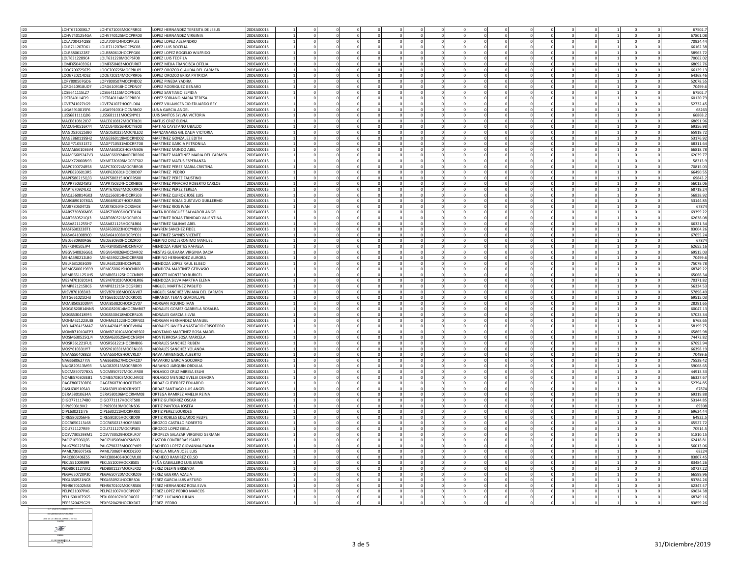| | | | | | | | | | | | | | | | | | | | | | | | | |
|---|---|---|---|---|---|---|---|---|---|---|---|---|---|---|---|---|---|---|---|---|---|---|---|---|
| I20 | LOHT671003KL7 | LOHT671003MOCPRR02 | LOPEZ HERNANDEZ TERESITA DE JESUS | 20DEA0001S | 1 | 0 | 0 | 0 | 0 | 0 | 0 | 0 | 0 | 0 | 0 | 0 | 0 | 0 | 0 | 0 | 1 | 0 | 0 | 67502.7 |
| I20 | LOHV7401254GA | LOHV740125MOCPRR00 | LOPEZ HERNANDEZ VIRGINIA | 20DEA0001S | 1 | 0 | 0 | 0 | 0 | 0 | 0 | 0 | 0 | 0 | 0 | 0 | 0 | 0 | 0 | 0 | 1 | 0 | 0 | 67801.08 |
| I20 | LOLA700424QB8 | LOLA700424HOCPPL03 | LOPEZ LOPEZ ALEJANDRO | 20DEA0001S | 1 | 0 | 0 | 0 | 0 | 0 | 0 | 0 | 0 | 0 | 0 | 0 | 0 | 0 | 0 | 0 | 1 | 0 | 0 | 70924.44 |
| I20 | LOLR711207D61 | LOLR711207MOCPSC08 | LOPEZ LUIS ROCELIA | 20DEA0001S | 1 | 0 | 0 | 0 | 0 | 0 | 0 | 0 | 0 | 0 | 0 | 0 | 0 | 0 | 0 | 0 | 1 | 0 | 0 | 66162.38 |
| I20 | LOLR880612287 | LOLR880612HOCPPG06 | LOPEZ LOPEZ ROGELIO WILFRIDO | 20DEA0001S | 1 | 0 | 0 | 0 | 0 | 0 | 0 | 0 | 0 | 0 | 0 | 0 | 0 | 0 | 0 | 0 | 1 | 0 | 0 | 58963.72 |
| I20 | LOLT6312289C4 | LOLT631228MOCPSF08 | LOPEZ LUIS TEOFILA | 20DEA0001S | 1 | 0 | 0 | 0 | 0 | 0 | 0 | 0 | 0 | 0 | 0 | 0 | 0 | 0 | 0 | 0 | 1 | 0 | 0 | 70062.02 |
| I20 | LOMF6504039G1 | LOMF650403MOCPJR07 | LOPEZ MEJIA FRANCISCA OFELIA | 20DEA0001S | 1 | 0 | 0 | 0 | 0 | 0 | 0 | 0 | 0 | 0 | 0 | 0 | 0 | 0 | 0 | 0 | 1 | 0 | 0 | 68092.76 |
| I20 | LOOC700725679 | LOOC700725MOCPRL09 | LOPEZ OROZCO CLAUDIA DEL CARMEN | 20DEA0001S | 1 | 0 | 0 | 0 | 0 | 0 | 0 | 0 | 0 | 0 | 0 | 0 | 0 | 0 | 0 | 0 | 1 | 0 | 0 | 66129.13 |
| I20 | LOOE720214DS2 | LOOE720214MOCPRR06 | LOPEZ OROZCO ERIKA PATRICIA | 20DEA0001S | 1 | 0 | 0 | 0 | 0 | 0 | 0 | 0 | 0 | 0 | 0 | 0 | 0 | 0 | 0 | 0 | 1 | 0 | 0 | 64368.46 |
| I20 | LOPY800507GD6 | LOPY800507MOCPND02 | LOPEZ PINEDA YADIRA | 20DEA0001S | 1 | 0 | 0 | 0 | 0 | 0 | 0 | 0 | 0 | 0 | 0 | 0 | 0 | 0 | 0 | 0 | 1 | 0 | 0 | 52078.55 |
| I20 | LORG610918UD7 | LORG610918HOCPDN07 | LOPEZ RODRIGUEZ GENARO | 20DEA0001S | 1 | 0 | 0 | 0 | 0 | 0 | 0 | 0 | 0 | 0 | 0 | 0 | 0 | 0 | 0 | 0 | 1 | 0 | 0 | 70499.6 |
| I20 | LOSE641115LZ7 | LOSE641115MOCPNL01 | LOPEZ SANTIAGO ELPIDIA | 20DEA0001S | 1 | 0 | 0 | 0 | 0 | 0 | 0 | 0 | 0 | 0 | 0 | 0 | 0 | 0 | 0 | 0 | 1 | 0 | 0 | 67502.7 |
| I20 | LOST640114FJ9 | LOST640114MOCPRR01 | LOPEZ SORIANO MARIA TERESA | 20DEA0001S | 1 | 0 | 0 | 0 | 0 | 0 | 0 | 0 | 0 | 0 | 0 | 0 | 0 | 0 | 0 | 0 | 1 | 0 | 0 | 60120.79 |
| I20 | LOVE741027LG9 | LOVE741027HOCPLD04 | LOPEZ VILLAVICENCIO EDUARDO REY | 20DEA0001S | 1 | 0 | 0 | 0 | 0 | 0 | 0 | 0 | 0 | 0 | 0 | 0 | 0 | 0 | 0 | 0 | 1 | 0 | 0 | 52732.45 |
| I20 | LUGA591001SF6 | LUGA591001HOCNRN02 | LUNA GARCIA ANGEL | 20DEA0001S | 1 | 0 | 0 | 0 | 0 | 0 | 0 | 0 | 0 | 0 | 0 | 0 | 0 | 0 | 0 | 0 | 1 | 0 | 0 | 68263 |
| I20 | LUSS681111QD6 | LUSS681111MOCSNY01 | LUIS SANTOS SYLVIA VICTORIA | 20DEA0001S | 1 | 0 | 0 | 0 | 0 | 0 | 0 | 0 | 0 | 0 | 0 | 0 | 0 | 0 | 0 | 0 | 1 | 0 | 0 | 66868.2 |
| I20 | MACE610812JD7 | MACE610812MOCTRL01 | MATUS CRUZ ELENA | 20DEA0001S | 1 | 0 | 0 | 0 | 0 | 0 | 0 | 0 | 0 | 0 | 0 | 0 | 0 | 0 | 0 | 0 | 1 | 0 | 0 | 68691.96 |
| I20 | MACU540516K44 | MACU540516HOCTYB00 | MATIAS CAYETANO UBALDO | 20DEA0001S | 1 | 0 | 0 | 0 | 0 | 0 | 0 | 0 | 0 | 0 | 0 | 0 | 0 | 0 | 0 | 0 | 1 | 0 | 0 | 69356.98 |
| I20 | MAGD530225JB0 | MAGD530225MOCNLL02 | MANZANARES GIL DALIA VICTORIA | 20DEA0001S | 1 | 0 | 0 | 0 | 0 | 0 | 0 | 0 | 0 | 0 | 0 | 0 | 0 | 0 | 0 | 0 | 1 | 0 | 0 | 65919.72 |
| I20 | MAGE860119SH2 | MAGE860119MOCRND02 | MARTINEZ GONZALEZ EDITH | 20DEA0001S | 1 | 0 | 0 | 0 | 0 | 0 | 0 | 0 | 0 | 0 | 0 | 0 | 0 | 0 | 0 | 0 | 1 | 0 | 0 | 53176.92 |
| I20 | MAGP710531ST2 | MAGP710531MOCRRT08 | MARTINEZ GARCIA PETRONILA | 20DEA0001S | 1 | 0 | 0 | 0 | 0 | 0 | 0 | 0 | 0 | 0 | 0 | 0 | 0 | 0 | 0 | 0 | 1 | 0 | 0 | 68311.64 |
| I20 | MAMA6501036V4 | MAMA650103HCSRNB06 | MARTINEZ MUNDO ABEL | 20DEA0001S | 1 | 0 | 0 | 0 | 0 | 0 | 0 | 0 | 0 | 0 | 0 | 0 | 0 | 0 | 0 | 0 | 1 | 0 | 0 | 66818.78 |
| I20 | MAMC6609242V3 | MAMC660924MOCRRR06 | MARTINEZ MARTINEZ MARIA DEL CARMEN | 20DEA0001S | 1 | 0 | 0 | 0 | 0 | 0 | 0 | 0 | 0 | 0 | 0 | 0 | 0 | 0 | 0 | 0 | 1 | 0 | 0 | 62039.77 |
| I20 | MAMX720608I93 | MXME720608MOCRTS02 | MARTINEZ MATUS ESPERANZA | 20DEA0001S | 1 | 0 | 0 | 0 | 0 | 0 | 0 | 0 | 0 | 0 | 0 | 0 | 0 | 0 | 0 | 0 | 1 | 0 | 0 | 58313.9 |
| I20 | MAPC700724R58 | MAPC700724MOCRRR08 | MARTINEZ PEREZ MARIA CRISTINA | 20DEA0001S | 1 | 0 | 0 | 0 | 0 | 0 | 0 | 0 | 0 | 0 | 0 | 0 | 0 | 0 | 0 | 0 | 1 | 0 | 0 | 70815.03 |
| I20 | MAPE6206013R5 | MAXP620601HOCRXD07 | MARTINEZ PEDRO | 20DEA0001S | 1 | 0 | 0 | 0 | 0 | 0 | 0 | 0 | 0 | 0 | 0 | 0 | 0 | 0 | 0 | 0 | 1 | 0 | 0 | 66490.55 |
| I20 | MAPF580215Q33 | MAPF580215HOCRRS00 | MARTINEZ PEREZ FAUSTINO | 20DEA0001S | 1 | 0 | 0 | 0 | 0 | 0 | 0 | 0 | 0 | 0 | 0 | 0 | 0 | 0 | 0 | 0 | 1 | 0 | 0 | 69843.2 |
| I20 | MAPR7503245K3 | MAPR750324HOCRNB08 | MARTINEZ PINACHO ROBERTO CARLOS | 20DEA0001S | 1 | 0 | 0 | 0 | 0 | 0 | 0 | 0 | 0 | 0 | 0 | 0 | 0 | 0 | 0 | 0 | 1 | 0 | 0 | 56013.06 |
| I20 | MAPT670924LK2 | MAPT670924MOCRRR09 | MARTINEZ PEREZ TEREZA | 20DEA0001S | 1 | 0 | 0 | 0 | 0 | 0 | 0 | 0 | 0 | 0 | 0 | 0 | 0 | 0 | 0 | 0 | 1 | 0 | 0 | 68719.24 |
| I20 | MAQL560814GK3 | MAQL560814HOCRRS03 | MARTINEZ QUIROZ JOSE LUIS | 20DEA0001S | 1 | 0 | 0 | 0 | 0 | 0 | 0 | 0 | 0 | 0 | 0 | 0 | 0 | 0 | 0 | 0 | 1 | 0 | 0 | 56838.92 |
| I20 | MARG6901078GA | MARG690107HOCRJS05 | MARTINEZ ROJAS GUSTAVO GUILLERMO | 20DEA0001S | 1 | 0 | 0 | 0 | 0 | 0 | 0 | 0 | 0 | 0 | 0 | 0 | 0 | 0 | 0 | 0 | 1 | 0 | 0 | 53144.85 |
| I20 | MARI780504T25 | MARI780504HOCRSV08 | MARTINEZ RIOS IVAN | 20DEA0001S | 1 | 0 | 0 | 0 | 0 | 0 | 0 | 0 | 0 | 0 | 0 | 0 | 0 | 0 | 0 | 0 | 1 | 0 | 0 | 67874 |
| I20 | MARS730806MF6 | MARS730806HOCTDL04 | MATA RODRIGUEZ SALVADOR ANGEL | 20DEA0001S | 1 | 0 | 0 | 0 | 0 | 0 | 0 | 0 | 0 | 0 | 0 | 0 | 0 | 0 | 0 | 0 | 1 | 0 | 0 | 69399.22 |
| I20 | MART680521QJ3 | MART680521MOCRJR01 | MARTINEZ ROJAS TRINIDAD VALENTINA | 20DEA0001S | 1 | 0 | 0 | 0 | 0 | 0 | 0 | 0 | 0 | 0 | 0 | 0 | 0 | 0 | 0 | 0 | 1 | 0 | 0 | 62638.08 |
| I20 | MASA821125SH7 | MASA821125HOCRLB04 | MARTINEZ SALINAS ABEL | 20DEA0001S | 1 | 0 | 0 | 0 | 0 | 0 | 0 | 0 | 0 | 0 | 0 | 0 | 0 | 0 | 0 | 0 | 1 | 0 | 0 | 66321.34 |
| I20 | MASF6303238T1 | MASF630323HOCYND03 | MAYREN SANCHEZ FIDEL | 20DEA0001S | 1 | 0 | 0 | 0 | 0 | 0 | 0 | 0 | 0 | 0 | 0 | 0 | 0 | 0 | 0 | 0 | 1 | 0 | 0 | 83004.26 |
| I20 | MASV6410089C0 | MASV641008HOCRYC01 | MARTINEZ SAYNES VICENTE | 20DEA0001S | 1 | 0 | 0 | 0 | 0 | 0 | 0 | 0 | 0 | 0 | 0 | 0 | 0 | 0 | 0 | 0 | 1 | 0 | 0 | 67655.24 |
| I20 | MEDJ630930RG6 | MEDJ630930HOCRZR00 | MERINO DIAZ JERONIMO MANUEL | 20DEA0001S | 1 | 0 | 0 | 0 | 0 | 0 | 0 | 0 | 0 | 0 | 0 | 0 | 0 | 0 | 0 | 0 | 1 | 0 | 0 | 67874 |
| I20 | MEFR840505JP4 | MEFR840505MOCNNF07 | MENDOZA FUENTES RAFAELA | 20DEA0001S | 1 | 0 | 0 | 0 | 0 | 0 | 0 | 0 | 0 | 0 | 0 | 0 | 0 | 0 | 0 | 0 | 1 | 0 | 0 | 62655.16 |
| I20 | MEGV640826GG1 | MEGV640826MOCSVR02 | MESTAS GUEVARA VIRGINIA DACIA | 20DEA0001S | 1 | 0 | 0 | 0 | 0 | 0 | 0 | 0 | 0 | 0 | 0 | 0 | 0 | 0 | 0 | 0 | 1 | 0 | 0 | 69515.03 |
| I20 | MEHA590212LB0 | MEHA590212MOCRRR08 | MERINO HERNANDEZ AURORA | 20DEA0001S | 1 | 0 | 0 | 0 | 0 | 0 | 0 | 0 | 0 | 0 | 0 | 0 | 0 | 0 | 0 | 0 | 1 | 0 | 0 | 70499.6 |
| I20 | MELR631203GX9 | MELR631203HOCNPL01 | MENDOZA LOPEZ RAUL ELISEO | 20DEA0001S | 1 | 0 | 0 | 0 | 0 | 0 | 0 | 0 | 0 | 0 | 0 | 0 | 0 | 0 | 0 | 0 | 1 | 0 | 0 | 75079.78 |
| I20 | MEMG500619699 | MEMG500619HOCNRR03 | MENDOZA MARTINEZ GERVASIO | 20DEA0001S | 1 | 0 | 0 | 0 | 0 | 0 | 0 | 0 | 0 | 0 | 0 | 0 | 0 | 0 | 0 | 0 | 1 | 0 | 0 | 68749.22 |
| I20 | MEMR651125IH5 | MEMR651125HOCCNB09 | MECOTT MONTERO RUBICEL | 20DEA0001S | 1 | 0 | 0 | 0 | 0 | 0 | 0 | 0 | 0 | 0 | 0 | 0 | 0 | 0 | 0 | 0 | 1 | 0 | 0 | 65068.34 |
| I20 | MESM7010201H1 | MESM701020MOCNLR06 | MENDOZA SILVA MARTHA ELENA | 20DEA0001S | 1 | 0 | 0 | 0 | 0 | 0 | 0 | 0 | 0 | 0 | 0 | 0 | 0 | 0 | 0 | 0 | 1 | 0 | 0 | 70371.82 |
| I20 | MIMP821215BC6 | MIMP821215HOCGRB01 | MIGUEL MARTINEZ PABLITO | 20DEA0001S | 1 | 0 | 0 | 0 | 0 | 0 | 0 | 0 | 0 | 0 | 0 | 0 | 0 | 0 | 0 | 0 | 1 | 0 | 0 | 56334.53 |
| I20 | MISV8701083H3 | MISV870108MOCGNV07 | MIGUEL SANCHEZ VIVIANA DEL CARMEN | 20DEA0001S | 1 | 0 | 0 | 0 | 0 | 0 | 0 | 0 | 0 | 0 | 0 | 0 | 0 | 0 | 0 | 0 | 1 | 0 | 0 | 57896.49 |
| I20 | MITG661021CH3 | MITG661021MOCRRD01 | MIRANDA TERAN GUADALUPE | 20DEA0001S | 1 | 0 | 0 | 0 | 0 | 0 | 0 | 0 | 0 | 0 | 0 | 0 | 0 | 0 | 0 | 0 | 1 | 0 | 0 | 69515.03 |
| I20 | MOAI850820DM4 | MOAI850820HOCRQV07 | MORGAN AQUINO IVAN | 20DEA0001S | 1 | 0 | 0 | 0 | 0 | 0 | 0 | 0 | 0 | 0 | 0 | 0 | 0 | 0 | 0 | 0 | 1 | 0 | 0 | 28291.65 |
| I20 | MOGG820814NN5 | MOGG820814MOCRMB07 | MORALES GOMEZ GABRIELA ROSALBA | 20DEA0001S | 1 | 0 | 0 | 0 | 0 | 0 | 0 | 0 | 0 | 0 | 0 | 0 | 0 | 0 | 0 | 0 | 1 | 0 | 0 | 60047.13 |
| I20 | MOGS530418 9F4 | MOGS530418MOCRRL05 | MORALES GARCIA SILVIA | 20DEA0001S | 1 | 0 | 0 | 0 | 0 | 0 | 0 | 0 | 0 | 0 | 0 | 0 | 0 | 0 | 0 | 0 | 1 | 0 | 0 | 57023.34 |
| I20 | MOHM621223UJ8 | MOHM621223HOCRRN02 | MORGAN HERNANDEZ MANUEL | 20DEA0001S | 1 | 0 | 0 | 0 | 0 | 0 | 0 | 0 | 0 | 0 | 0 | 0 | 0 | 0 | 0 | 0 | 1 | 0 | 0 | 6768.65 |
| I20 | MOJA420415MA7 | MOJA420415HOCRVN04 | MORALES JAVIER ANASTACIO CRISOFORO | 20DEA0001S | 1 | 0 | 0 | 0 | 0 | 0 | 0 | 0 | 0 | 0 | 0 | 0 | 0 | 0 | 0 | 0 | 1 | 0 | 0 | 58199.75 |
| I20 | MOMR710104EP3 | MOMR710104MOCNRS02 | MONTAÑO MARTINEZ ROSA MADEL | 20DEA0001S | 1 | 0 | 0 | 0 | 0 | 0 | 0 | 0 | 0 | 0 | 0 | 0 | 0 | 0 | 0 | 0 | 1 | 0 | 0 | 65865.98 |
| I20 | MOSM630525QJ4 | MOSM630525MOCNSR04 | MONTERROSA SOSA MARCELA | 20DEA0001S | 1 | 0 | 0 | 0 | 0 | 0 | 0 | 0 | 0 | 0 | 0 | 0 | 0 | 0 | 0 | 0 | 1 | 0 | 0 | 74473.82 |
| I20 | MOSR561221FU1 | MOSR561221HOCRNB06 | MORALES SANCHEZ RUBEN | 20DEA0001S | 1 | 0 | 0 | 0 | 0 | 0 | 0 | 0 | 0 | 0 | 0 | 0 | 0 | 0 | 0 | 0 | 1 | 0 | 0 | 67693.94 |
| I20 | MOSY610331IY7 | MOSY610331MOCRNL03 | MORALES SANCHEZ YOLANDA | 20DEA0001S | 1 | 0 | 0 | 0 | 0 | 0 | 0 | 0 | 0 | 0 | 0 | 0 | 0 | 0 | 0 | 0 | 1 | 0 | 0 | 66398.19 |
| I20 | NAAA5504088Z3 | NAAA550408HOCVRL07 | NAVA ARMENGOL ALBERTO | 20DEA0001S | 1 | 0 | 0 | 0 | 0 | 0 | 0 | 0 | 0 | 0 | 0 | 0 | 0 | 0 | 0 | 0 | 1 | 0 | 0 | 70499.6 |
| I20 | NAGS6806277IA | NAGS680627MOCVRC07 | NAVARRO GARCIA SOCORRO | 20DEA0001S | 1 | 0 | 0 | 0 | 0 | 0 | 0 | 0 | 0 | 0 | 0 | 0 | 0 | 0 | 0 | 0 | 1 | 0 | 0 | 75539.42 |
| I20 | NAJO820513M93 | NAJO820513MOCRRB09 | NARANJO JARQUIN OBDULIA | 20DEA0001S | 1 | 0 | 0 | 0 | 0 | 0 | 0 | 0 | 0 | 0 | 0 | 0 | 0 | 0 | 0 | 0 | 1 | 0 | 0 | 59068.65 |
| I20 | NOCM850727BXA | NOCM850727MOCLRR08 | NOLASCO CRUZ MIRSSA ESLHI | 20DEA0001S | 1 | 0 | 0 | 0 | 0 | 0 | 0 | 0 | 0 | 0 | 0 | 0 | 0 | 0 | 0 | 0 | 1 | 0 | 0 | 44913.33 |
| I20 | NOME570303EB1 | NOME570303MOCLNV02 | NOLASCO MENDEZ EVELIA DEVORA | 20DEA0001S | 1 | 0 | 0 | 0 | 0 | 0 | 0 | 0 | 0 | 0 | 0 | 0 | 0 | 0 | 0 | 0 | 1 | 0 | 0 | 66327.67 |
| I20 | OAGE860730RE6 | OAGE860730HOCRTD05 | ORDAZ GUTIERREZ EDUARDO | 20DEA0001S | 1 | 0 | 0 | 0 | 0 | 0 | 0 | 0 | 0 | 0 | 0 | 0 | 0 | 0 | 0 | 0 | 1 | 0 | 0 | 52794.85 |
| I20 | OASL630910SA3 | OASL630910HOCRNS07 | ORDAZ SANTIAGO LUIS ANGEL | 20DEA0001S | 1 | 0 | 0 | 0 | 0 | 0 | 0 | 0 | 0 | 0 | 0 | 0 | 0 | 0 | 0 | 0 | 1 | 0 | 0 | 67874 |
| I20 | OERA58010634A | OERA580106MOCRMM08 | ORTEGA RAMIREZ AMELIA REINA | 20DEA0001S | 1 | 0 | 0 | 0 | 0 | 0 | 0 | 0 | 0 | 0 | 0 | 0 | 0 | 0 | 0 | 0 | 1 | 0 | 0 | 69319.88 |
| I20 | OIGO771117480 | OIGO771117HOCRTS08 | ORTIZ GUTIERREZ OSCAR | 20DEA0001S | 1 | 0 | 0 | 0 | 0 | 0 | 0 | 0 | 0 | 0 | 0 | 0 | 0 | 0 | 0 | 0 | 1 | 0 | 0 | 53144.85 |
| I20 | OIPJ690319IK2 | OIPJ690319MOCRNS06 | ORTIZ PANTOJA JOSEFA | 20DEA0001S | 1 | 0 | 0 | 0 | 0 | 0 | 0 | 0 | 0 | 0 | 0 | 0 | 0 | 0 | 0 | 0 | 1 | 0 | 0 | 69398 |
| I20 | OIPL630211I76 | OIPL630211MOCRRR00 | ORTIZ PEREZ LOURDES | 20DEA0001S | 1 | 0 | 0 | 0 | 0 | 0 | 0 | 0 | 0 | 0 | 0 | 0 | 0 | 0 | 0 | 0 | 1 | 0 | 0 | 69624.44 |
| I20 | OIRE5802056H6 | OIRE580205HOCRBD09 | ORTIZ ROBLES EDUARDO FELIPE | 20DEA0001S | 1 | 0 | 0 | 0 | 0 | 0 | 0 | 0 | 0 | 0 | 0 | 0 | 0 | 0 | 0 | 0 | 1 | 0 | 0 | 64922.5 |
| I20 | OOCR650213L68 | OOCR650213HOCRSB03 | OROZCO CASTILLO ROBERTO | 20DEA0001S | 1 | 0 | 0 | 0 | 0 | 0 | 0 | 0 | 0 | 0 | 0 | 0 | 0 | 0 | 0 | 0 | 1 | 0 | 0 | 65527.72 |
| I20 | OOLI721127RE9 | OOLI721127MOCRPS05 | OROZCO LOPEZ ISELA | 20DEA0001S | 1 | 0 | 0 | 0 | 0 | 0 | 0 | 0 | 0 | 0 | 0 | 0 | 0 | 0 | 0 | 0 | 1 | 0 | 0 | 70914.5 |
| I20 | OOSV7305298M1 | OOSV730529HOCRLR07 | OROPEZA SALAZAR VIRGINIO GERMAN | 20DEA0001S | 1 | 0 | 0 | 0 | 0 | 0 | 0 | 0 | 0 | 0 | 0 | 0 | 0 | 0 | 0 | 0 | 1 | 0 | 0 | 51810.15 |
| I20 | PACI710506QF6 | PACI710506MOCSNS03 | PASTOR CONTRERAS ISABEL | 20DEA0001S | 1 | 0 | 0 | 0 | 0 | 0 | 0 | 0 | 0 | 0 | 0 | 0 | 0 | 0 | 0 | 0 | 1 | 0 | 0 | 62418.81 |
| I20 | PALG790223FB4 | PALG790223MOCCPV09 | PACHECO LOPEZ GIOVANNA PAOLA | 20DEA0001S | 1 | 0 | 0 | 0 | 0 | 0 | 0 | 0 | 0 | 0 | 0 | 0 | 0 | 0 | 0 | 0 | 1 | 0 | 0 | 56013.06 |
| I20 | PAML7306075K6 | PAML730607HOCDLS00 | PADILLA MILAN JOSE LUIS | 20DEA0001S | 1 | 0 | 0 | 0 | 0 | 0 | 0 | 0 | 0 | 0 | 0 | 0 | 0 | 0 | 0 | 0 | 1 | 0 | 0 | 68224 |
| I20 | PARC800406ES5 | PARC800406HOCCML00 | PACHECO RAMIREZ CELSO | 20DEA0001S | 1 | 0 | 0 | 0 | 0 | 0 | 0 | 0 | 0 | 0 | 0 | 0 | 0 | 0 | 0 | 0 | 1 | 0 | 0 | 83807.45 |
| I20 | PECL551009399 | PECL551009HOCXBS05 | PEÑA CABALLERO LUIS JAIME | 20DEA0001S | 1 | 0 | 0 | 0 | 0 | 0 | 0 | 0 | 0 | 0 | 0 | 0 | 0 | 0 | 0 | 0 | 1 | 0 | 0 | 83484.26 |
| I20 | PEDB8011273A2 | PEDB801127MOCRLR02 | PEREZ DELFIN BRISEYDA | 20DEA0001S | 1 | 0 | 0 | 0 | 0 | 0 | 0 | 0 | 0 | 0 | 0 | 0 | 0 | 0 | 0 | 0 | 1 | 0 | 0 | 50727.22 |
| I20 | PEGA650720P30 | PEGA650720MOCRRZ09 | PEREZ GUERRA AZALIA | 20DEA0001S | 1 | 0 | 0 | 0 | 0 | 0 | 0 | 0 | 0 | 0 | 0 | 0 | 0 | 0 | 0 | 0 | 1 | 0 | 0 | 66599.96 |
| I20 | PEGL650921NC8 | PEGL650921HOCRRS04 | PEREZ GARCIA LUIS ARTURO | 20DEA0001S | 1 | 0 | 0 | 0 | 0 | 0 | 0 | 0 | 0 | 0 | 0 | 0 | 0 | 0 | 0 | 0 | 1 | 0 | 0 | 83784.26 |
| I20 | PEHR670102NS8 | PEHR670102MOCRRS06 | PEREZ HERNANDEZ ROSA ELVA | 20DEA0001S | 1 | 0 | 0 | 0 | 0 | 0 | 0 | 0 | 0 | 0 | 0 | 0 | 0 | 0 | 0 | 0 | 1 | 0 | 0 | 62347.47 |
| I20 | PELP621007PX6 | PELP621007HOCRPD07 | PEREZ LOPEZ PEDRO MARCOS | 20DEA0001S | 1 | 0 | 0 | 0 | 0 | 0 | 0 | 0 | 0 | 0 | 0 | 0 | 0 | 0 | 0 | 0 | 1 | 0 | 0 | 69624.38 |
| I20 | PELU6001079G5 | PEXL600107HOCRXC02 | PEREZ LUCIANO JULIAN | 20DEA0001S | 1 | 0 | 0 | 0 | 0 | 0 | 0 | 0 | 0 | 0 | 0 | 0 | 0 | 0 | 0 | 0 | 1 | 0 | 0 | 68749.16 |
| I20 | PEPE620429G29 | PEXP620429HOCRXD07 | PEREZ PEDRO | 20DEA0001S | 1 | 0 | 0 | 0 | 0 | 0 | 0 | 0 | 0 | 0 | 0 | 0 | 0 | 0 | 0 | 0 | 1 | 0 | 0 | 83859.26 |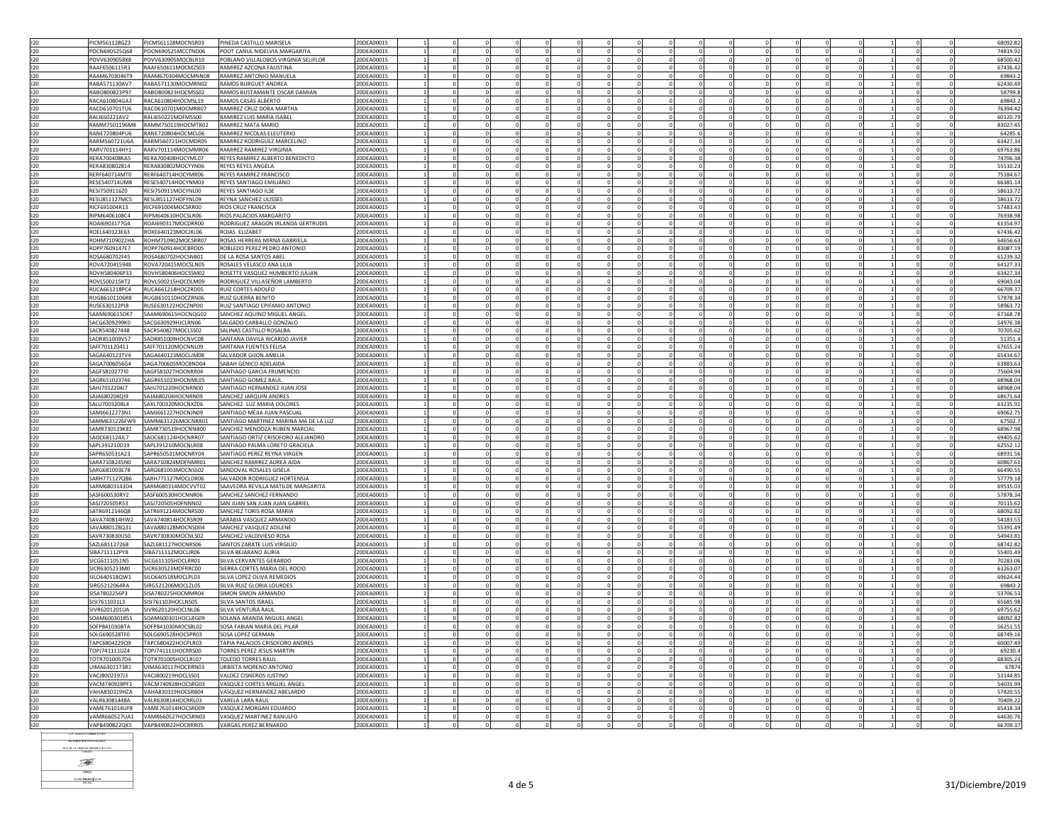| | | | | | | | | | | | | | | | | | | | | | | | | |
|---|---|---|---|---|---|---|---|---|---|---|---|---|---|---|---|---|---|---|---|---|---|---|---|---|
| I20 | PICM561128GZ3 | PICM561128MOCNSR03 | PINEDA CASTILLO MARISELA | 20DEA0001S | 1 | 0 | 0 | 0 | 0 | 0 | 0 | 0 | 0 | 0 | 0 | 0 | 0 | 0 | 0 | 0 | 0 | 1 | 0 | 0 | 68092.82 |
| I20 | POCN690525Q68 | POCN690525MCCTND06 | POOT CANUL NIDELVIA MARGARITA | 20DEA0001S | 1 | 0 | 0 | 0 | 0 | 0 | 0 | 0 | 0 | 0 | 0 | 0 | 0 | 0 | 0 | 0 | 0 | 1 | 0 | 0 | 74819.92 |
| I20 | POVV6309058X8 | POVV630905MOCBLR10 | POBLANO VILLALOBOS VIRGINIA SELIFLOR | 20DEA0001S | 1 | 0 | 0 | 0 | 0 | 0 | 0 | 0 | 0 | 0 | 0 | 0 | 0 | 0 | 0 | 0 | 0 | 1 | 0 | 0 | 68500.42 |
| I20 | RAAF6506115R3 | RAAF650611MOCMZS03 | RAMIREZ AZCONA FAUSTINA | 20DEA0001S | 1 | 0 | 0 | 0 | 0 | 0 | 0 | 0 | 0 | 0 | 0 | 0 | 0 | 0 | 0 | 0 | 0 | 1 | 0 | 0 | 67436.42 |
| I20 | RAAM6703046T9 | RAAM670304MOCMNN08 | RAMIREZ ANTONIO MANUELA | 20DEA0001S | 1 | 0 | 0 | 0 | 0 | 0 | 0 | 0 | 0 | 0 | 0 | 0 | 0 | 0 | 0 | 0 | 0 | 1 | 0 | 0 | 69843.2 |
| I20 | RABA571130AV7 | RABA571130MOCMRN02 | RAMOS BURGUET ANDREA | 20DEA0001S | 1 | 0 | 0 | 0 | 0 | 0 | 0 | 0 | 0 | 0 | 0 | 0 | 0 | 0 | 0 | 0 | 0 | 1 | 0 | 0 | 62430.49 |
| I20 | RABO800823P97 | RABO800823HOCMSS02 | RAMOS BUSTAMANTE OSCAR DAMIAN | 20DEA0001S | 1 | 0 | 0 | 0 | 0 | 0 | 0 | 0 | 0 | 0 | 0 | 0 | 0 | 0 | 0 | 0 | 0 | 1 | 0 | 0 | 58799.8 |
| I20 | RACA610804GA3 | RACA610804HOCMSL19 | RAMOS CASAS ALBERTO | 20DEA0001S | 1 | 0 | 0 | 0 | 0 | 0 | 0 | 0 | 0 | 0 | 0 | 0 | 0 | 0 | 0 | 0 | 0 | 1 | 0 | 0 | 69843.2 |
| I20 | RACD610701TU6 | RACD610701MOCMRR07 | RAMIREZ CRUZ DORA MARTHA | 20DEA0001S | 1 | 0 | 0 | 0 | 0 | 0 | 0 | 0 | 0 | 0 | 0 | 0 | 0 | 0 | 0 | 0 | 0 | 1 | 0 | 0 | 76394.42 |
| I20 | RALI650221AV2 | RALI650221MDFMSS00 | RAMIREZ LUIS MARIA ISABEL | 20DEA0001S | 1 | 0 | 0 | 0 | 0 | 0 | 0 | 0 | 0 | 0 | 0 | 0 | 0 | 0 | 0 | 0 | 0 | 1 | 0 | 0 | 60120.79 |
| I20 | RAMM7501196M8 | RAMM750119HOCMTR02 | RAMIREZ MATA MARIO | 20DEA0001S | 1 | 0 | 0 | 0 | 0 | 0 | 0 | 0 | 0 | 0 | 0 | 0 | 0 | 0 | 0 | 0 | 0 | 1 | 0 | 0 | 83027.45 |
| I20 | RANE720804PU6 | RANE720804HOCMCL06 | RAMIREZ NICOLAS ELEUTERIO | 20DEA0001S | 1 | 0 | 0 | 0 | 0 | 0 | 0 | 0 | 0 | 0 | 0 | 0 | 0 | 0 | 0 | 0 | 0 | 1 | 0 | 0 | 64285.6 |
| I20 | RARM560721U6A | RARM560721HOCMDR05 | RAMIREZ RODRIGUEZ MARCELINO | 20DEA0001S | 1 | 0 | 0 | 0 | 0 | 0 | 0 | 0 | 0 | 0 | 0 | 0 | 0 | 0 | 0 | 0 | 0 | 1 | 0 | 0 | 63427.34 |
| I20 | RARV701114HY1 | RARV701114MOCMMR06 | RAMIREZ RAMIREZ VIRGINIA | 20DEA0001S | 1 | 0 | 0 | 0 | 0 | 0 | 0 | 0 | 0 | 0 | 0 | 0 | 0 | 0 | 0 | 0 | 0 | 1 | 0 | 0 | 69763.86 |
| I20 | RERA700408KA5 | RERA700408HOCYML07 | REYES RAMIREZ ALBERTO BENEDICTO | 20DEA0001S | 1 | 0 | 0 | 0 | 0 | 0 | 0 | 0 | 0 | 0 | 0 | 0 | 0 | 0 | 0 | 0 | 0 | 1 | 0 | 0 | 74706.38 |
| I20 | RERA830802814 | RERA830802MOCYYN06 | REYES REYES ANGELA | 20DEA0001S | 1 | 0 | 0 | 0 | 0 | 0 | 0 | 0 | 0 | 0 | 0 | 0 | 0 | 0 | 0 | 0 | 0 | 1 | 0 | 0 | 55510.23 |
| I20 | RERF640714MT0 | RERF640714HOCYMR06 | REYES RAMIREZ FRANCISCO | 20DEA0001S | 1 | 0 | 0 | 0 | 0 | 0 | 0 | 0 | 0 | 0 | 0 | 0 | 0 | 0 | 0 | 0 | 0 | 1 | 0 | 0 | 75184.67 |
| I20 | RESE540714UM8 | RESE540714HOCYNM03 | REYES SANTIAGO EMILIANO | 20DEA0001S | 1 | 0 | 0 | 0 | 0 | 0 | 0 | 0 | 0 | 0 | 0 | 0 | 0 | 0 | 0 | 0 | 0 | 1 | 0 | 0 | 66381.14 |
| I20 | RESI7509116Z0 | RESI750911MOCYNL00 | REYES SANTIAGO ILSE | 20DEA0001S | 1 | 0 | 0 | 0 | 0 | 0 | 0 | 0 | 0 | 0 | 0 | 0 | 0 | 0 | 0 | 0 | 0 | 1 | 0 | 0 | 58613.72 |
| I20 | RESU851127MC5 | RESU851127HDFYNL09 | REYNA SANCHEZ ULISSES | 20DEA0001S | 1 | 0 | 0 | 0 | 0 | 0 | 0 | 0 | 0 | 0 | 0 | 0 | 0 | 0 | 0 | 0 | 0 | 1 | 0 | 0 | 58613.72 |
| I20 | RICF691004R13 | RICF691004MOCSRR00 | RIOS CRUZ FRANCISCA | 20DEA0001S | 1 | 0 | 0 | 0 | 0 | 0 | 0 | 0 | 0 | 0 | 0 | 0 | 0 | 0 | 0 | 0 | 0 | 1 | 0 | 0 | 57483.43 |
| I20 | RIPM6406108C4 | RIPM640610HOCSLR06 | RIOS PALACIOS MARGARITO | 20DEA0001S | 1 | 0 | 0 | 0 | 0 | 0 | 0 | 0 | 0 | 0 | 0 | 0 | 0 | 0 | 0 | 0 | 0 | 1 | 0 | 0 | 76938.98 |
| I20 | ROAI6903177G4 | ROAI690317MOCDRR00 | RODRIGUEZ ARAGON IRLANDA GERTRUDIS | 20DEA0001S | 1 | 0 | 0 | 0 | 0 | 0 | 0 | 0 | 0 | 0 | 0 | 0 | 0 | 0 | 0 | 0 | 0 | 1 | 0 | 0 | 61354.97 |
| I20 | ROEL640123E63 | ROXE640123MOCJXL06 | ROJAS ELIZABET | 20DEA0001S | 1 | 0 | 0 | 0 | 0 | 0 | 0 | 0 | 0 | 0 | 0 | 0 | 0 | 0 | 0 | 0 | 0 | 1 | 0 | 0 | 67436.42 |
| I20 | ROHM7109022HA | ROHM710902MOCSRR07 | ROSAS HERRERA MIRNA GABRIELA | 20DEA0001S | 1 | 0 | 0 | 0 | 0 | 0 | 0 | 0 | 0 | 0 | 0 | 0 | 0 | 0 | 0 | 0 | 0 | 1 | 0 | 0 | 64656.63 |
| I20 | ROPP7609147E7 | ROPP760914HOCBRD05 | ROBLEDO PEREZ PEDRO ANTONIO | 20DEA0001S | 1 | 0 | 0 | 0 | 0 | 0 | 0 | 0 | 0 | 0 | 0 | 0 | 0 | 0 | 0 | 0 | 0 | 1 | 0 | 0 | 83087.19 |
| I20 | ROSA680702F45 | ROSA680702HOCSNB01 | DE LA ROSA SANTOS ABEL | 20DEA0001S | 1 | 0 | 0 | 0 | 0 | 0 | 0 | 0 | 0 | 0 | 0 | 0 | 0 | 0 | 0 | 0 | 0 | 1 | 0 | 0 | 61239.32 |
| I20 | ROVA720415948 | ROVA720415MOCSLN05 | ROSALES VELASCO ANA LILIA | 20DEA0001S | 1 | 0 | 0 | 0 | 0 | 0 | 0 | 0 | 0 | 0 | 0 | 0 | 0 | 0 | 0 | 0 | 0 | 1 | 0 | 0 | 64127.33 |
| I20 | ROVH580406P33 | ROVH580406HOCSSM02 | ROSETTE VASQUEZ HUMBERTO JULIAN | 20DEA0001S | 1 | 0 | 0 | 0 | 0 | 0 | 0 | 0 | 0 | 0 | 0 | 0 | 0 | 0 | 0 | 0 | 0 | 1 | 0 | 0 | 63427.34 |
| I20 | ROVL500215KT2 | ROVL500215HOCDLM09 | RODRIGUEZ VILLASEÑOR LAMBERTO | 20DEA0001S | 1 | 0 | 0 | 0 | 0 | 0 | 0 | 0 | 0 | 0 | 0 | 0 | 0 | 0 | 0 | 0 | 0 | 1 | 0 | 0 | 69043.04 |
| I20 | RUCA661218PC4 | RUCA661218HOCZRD05 | RUIZ CORTES ADOLFO | 20DEA0001S | 1 | 0 | 0 | 0 | 0 | 0 | 0 | 0 | 0 | 0 | 0 | 0 | 0 | 0 | 0 | 0 | 0 | 1 | 0 | 0 | 66709.37 |
| I20 | RUGB6101106R8 | RUGB610110HOCZRN06 | RUIZ GUERRA BENITO | 20DEA0001S | 1 | 0 | 0 | 0 | 0 | 0 | 0 | 0 | 0 | 0 | 0 | 0 | 0 | 0 | 0 | 0 | 0 | 1 | 0 | 0 | 57878.34 |
| I20 | RUSE630122PI8 | RUSE630122HOCZNP00 | RUIZ SANTIAGO EPIFANIO ANTONIO | 20DEA0001S | 1 | 0 | 0 | 0 | 0 | 0 | 0 | 0 | 0 | 0 | 0 | 0 | 0 | 0 | 0 | 0 | 0 | 1 | 0 | 0 | 58963.72 |
| I20 | SAAM690615DK7 | SAAM690615HOCNQG02 | SANCHEZ AQUINO MIGUEL ANGEL | 20DEA0001S | 1 | 0 | 0 | 0 | 0 | 0 | 0 | 0 | 0 | 0 | 0 | 0 | 0 | 0 | 0 | 0 | 0 | 1 | 0 | 0 | 67168.78 |
| I20 | SACG6309299K0 | SACG630929HJCLRN06 | SALGADO CARBALLO GONZALO | 20DEA0001S | 1 | 0 | 0 | 0 | 0 | 0 | 0 | 0 | 0 | 0 | 0 | 0 | 0 | 0 | 0 | 0 | 0 | 1 | 0 | 0 | 54976.38 |
| I20 | SACR540827448 | SACR540827MOCLSS02 | SALINAS CASTILLO ROSALBA | 20DEA0001S | 1 | 0 | 0 | 0 | 0 | 0 | 0 | 0 | 0 | 0 | 0 | 0 | 0 | 0 | 0 | 0 | 0 | 1 | 0 | 0 | 70705.62 |
| I20 | SADR851009V57 | SADR851009HOCNVC08 | SANTANA DAVILA RICARDO JAVIER | 20DEA0001S | 1 | 0 | 0 | 0 | 0 | 0 | 0 | 0 | 0 | 0 | 0 | 0 | 0 | 0 | 0 | 0 | 0 | 1 | 0 | 0 | 51351.4 |
| I20 | SAFF701120411 | SAFF701120MOCNNL09 | SANTANA FUENTES FELISA | 20DEA0001S | 1 | 0 | 0 | 0 | 0 | 0 | 0 | 0 | 0 | 0 | 0 | 0 | 0 | 0 | 0 | 0 | 0 | 1 | 0 | 0 | 67655.24 |
| I20 | SAGA640123TV4 | SAGA640123MOCLJM08 | SALVADOR GIJON AMELIA | 20DEA0001S | 1 | 0 | 0 | 0 | 0 | 0 | 0 | 0 | 0 | 0 | 0 | 0 | 0 | 0 | 0 | 0 | 0 | 1 | 0 | 0 | 65434.67 |
| I20 | SAGA7006056G4 | SAGA700605MOCBND04 | SABAH GENICO ADELAIDA | 20DEA0001S | 1 | 0 | 0 | 0 | 0 | 0 | 0 | 0 | 0 | 0 | 0 | 0 | 0 | 0 | 0 | 0 | 0 | 1 | 0 | 0 | 63883.63 |
| I20 | SAGF5810277I0 | SAGF581027HOCNRR04 | SANTIAGO GARCIA FRUMENCIO | 20DEA0001S | 1 | 0 | 0 | 0 | 0 | 0 | 0 | 0 | 0 | 0 | 0 | 0 | 0 | 0 | 0 | 0 | 0 | 1 | 0 | 0 | 75604.94 |
| I20 | SAGR651023746 | SAGR651023HOCNML05 | SANTIAGO GOMEZ RAUL | 20DEA0001S | 1 | 0 | 0 | 0 | 0 | 0 | 0 | 0 | 0 | 0 | 0 | 0 | 0 | 0 | 0 | 0 | 0 | 1 | 0 | 0 | 68968.04 |
| I20 | SAHJ7012204J7 | SAHJ701220HOCNRN00 | SANTIAGO HERNANDEZ JUAN JOSE | 20DEA0001S | 1 | 0 | 0 | 0 | 0 | 0 | 0 | 0 | 0 | 0 | 0 | 0 | 0 | 0 | 0 | 0 | 0 | 1 | 0 | 0 | 68968.04 |
| I20 | SAJA680204QJ9 | SAJA680204HOCNRN09 | SANCHEZ JARQUIN ANDRES | 20DEA0001S | 1 | 0 | 0 | 0 | 0 | 0 | 0 | 0 | 0 | 0 | 0 | 0 | 0 | 0 | 0 | 0 | 0 | 1 | 0 | 0 | 68671.64 |
| I20 | SALU7003208L4 | SAXL700320MOCNXZ06 | SANCHEZ LUZ MARIA DOLORES | 20DEA0001S | 1 | 0 | 0 | 0 | 0 | 0 | 0 | 0 | 0 | 0 | 0 | 0 | 0 | 0 | 0 | 0 | 0 | 1 | 0 | 0 | 63235.91 |
| I20 | SAMJ6612273N1 | SAMJ661227HOCNJN09 | SANTIAGO MEJIA JUAN PASCUAL | 20DEA0001S | 1 | 0 | 0 | 0 | 0 | 0 | 0 | 0 | 0 | 0 | 0 | 0 | 0 | 0 | 0 | 0 | 0 | 1 | 0 | 0 | 69062.75 |
| I20 | SAMM631226FW9 | SAMM631226MOCNRR01 | SANTIAGO MARTINEZ MARINA MA DE LA LUZ | 20DEA0001S | 1 | 0 | 0 | 0 | 0 | 0 | 0 | 0 | 0 | 0 | 0 | 0 | 0 | 0 | 0 | 0 | 0 | 1 | 0 | 0 | 67502.7 |
| I20 | SAMR730519K81 | SAMR730519HOCNNB00 | SANCHEZ MENDOZA RUBEN MARCIAL | 20DEA0001S | 1 | 0 | 0 | 0 | 0 | 0 | 0 | 0 | 0 | 0 | 0 | 0 | 0 | 0 | 0 | 0 | 0 | 1 | 0 | 0 | 68967.98 |
| I20 | SAOC681124JL7 | SAOC681124HOCNRR07 | SANTIAGO ORTIZ CRISOFORO ALEJANDRO | 20DEA0001S | 1 | 0 | 0 | 0 | 0 | 0 | 0 | 0 | 0 | 0 | 0 | 0 | 0 | 0 | 0 | 0 | 0 | 1 | 0 | 0 | 69405.62 |
| I20 | SAPL391210D19 | SAPL391210MOCNLR08 | SANTIAGO PALMA LORETO GRACIELA | 20DEA0001S | 1 | 0 | 0 | 0 | 0 | 0 | 0 | 0 | 0 | 0 | 0 | 0 | 0 | 0 | 0 | 0 | 0 | 1 | 0 | 0 | 62552.12 |
| I20 | SAPR650531A23 | SAPR650531MOCNRY04 | SANTIAGO PEREZ REYNA VIRGEN | 20DEA0001S | 1 | 0 | 0 | 0 | 0 | 0 | 0 | 0 | 0 | 0 | 0 | 0 | 0 | 0 | 0 | 0 | 0 | 1 | 0 | 0 | 68931.56 |
| I20 | SARA7108245N0 | SARA710824MDFNMR01 | SANCHEZ RAMIREZ AUREA AIDA | 20DEA0001S | 1 | 0 | 0 | 0 | 0 | 0 | 0 | 0 | 0 | 0 | 0 | 0 | 0 | 0 | 0 | 0 | 0 | 1 | 0 | 0 | 60867.61 |
| I20 | SARG681003E78 | SARG681003MOCNSS02 | SANDOVAL ROSALES GISELA | 20DEA0001S | 1 | 0 | 0 | 0 | 0 | 0 | 0 | 0 | 0 | 0 | 0 | 0 | 0 | 0 | 0 | 0 | 0 | 1 | 0 | 0 | 66490.55 |
| I20 | SARH771127QB6 | SARH771127MOCLDR06 | SALVADOR RODRIGUEZ HORTENSIA | 20DEA0001S | 1 | 0 | 0 | 0 | 0 | 0 | 0 | 0 | 0 | 0 | 0 | 0 | 0 | 0 | 0 | 0 | 0 | 1 | 0 | 0 | 57779.18 |
| I20 | SARM6803143D4 | SARM680314MOCVVT02 | SAAVEDRA REVILLA MATILDE MARGARITA | 20DEA0001S | 1 | 0 | 0 | 0 | 0 | 0 | 0 | 0 | 0 | 0 | 0 | 0 | 0 | 0 | 0 | 0 | 0 | 1 | 0 | 0 | 69515.03 |
| I20 | SASF600530RY2 | SASF600530HOCNNR06 | SANCHEZ SANCHEZ FERNANDO | 20DEA0001S | 1 | 0 | 0 | 0 | 0 | 0 | 0 | 0 | 0 | 0 | 0 | 0 | 0 | 0 | 0 | 0 | 0 | 1 | 0 | 0 | 57878.34 |
| I20 | SASJ720505R53 | SASJ720505HDFNNN02 | SAN JUAN SAN JUAN JUAN GABRIEL | 20DEA0001S | 1 | 0 | 0 | 0 | 0 | 0 | 0 | 0 | 0 | 0 | 0 | 0 | 0 | 0 | 0 | 0 | 0 | 1 | 0 | 0 | 70115.62 |
| I20 | SATR6912146Q8 | SATR691214MOCNRS00 | SANCHEZ TORIS ROSA MARIA | 20DEA0001S | 1 | 0 | 0 | 0 | 0 | 0 | 0 | 0 | 0 | 0 | 0 | 0 | 0 | 0 | 0 | 0 | 0 | 1 | 0 | 0 | 68092.82 |
| I20 | SAVA740814HW2 | SAVA740814HOCRSR09 | SARABIA VASQUEZ ARMANDO | 20DEA0001S | 1 | 0 | 0 | 0 | 0 | 0 | 0 | 0 | 0 | 0 | 0 | 0 | 0 | 0 | 0 | 0 | 0 | 1 | 0 | 0 | 54183.55 |
| I20 | SAVA880128Q31 | SAVA880128MOCNSD04 | SANCHEZ VASQUEZ ADILENE | 20DEA0001S | 1 | 0 | 0 | 0 | 0 | 0 | 0 | 0 | 0 | 0 | 0 | 0 | 0 | 0 | 0 | 0 | 0 | 1 | 0 | 0 | 55391.49 |
| I20 | SAVR730830U50 | SAVR730830MOCNLS02 | SANCHEZ VALDIVIESO ROSA | 20DEA0001S | 1 | 0 | 0 | 0 | 0 | 0 | 0 | 0 | 0 | 0 | 0 | 0 | 0 | 0 | 0 | 0 | 0 | 1 | 0 | 0 | 54943.81 |
| I20 | SAZL681127268 | SAZL681127HOCNRS06 | SANTOS ZARATE LUIS VIRGILIO | 20DEA0001S | 1 | 0 | 0 | 0 | 0 | 0 | 0 | 0 | 0 | 0 | 0 | 0 | 0 | 0 | 0 | 0 | 0 | 1 | 0 | 0 | 68742.82 |
| I20 | SIBA711112PY8 | SIBA711112MOCLJR06 | SILVA BEJARANO AURIA | 20DEA0001S | 1 | 0 | 0 | 0 | 0 | 0 | 0 | 0 | 0 | 0 | 0 | 0 | 0 | 0 | 0 | 0 | 0 | 1 | 0 | 0 | 55401.49 |
| I20 | SICG6111051N5 | SICG611105HOCLRR01 | SILVA CERVANTES GERARDO | 20DEA0001S | 1 | 0 | 0 | 0 | 0 | 0 | 0 | 0 | 0 | 0 | 0 | 0 | 0 | 0 | 0 | 0 | 0 | 1 | 0 | 0 | 70283.06 |
| I20 | SICR6305233M0 | SICR630523MDFRRC00 | SIERRA CORTES MARIA DEL ROCIO | 20DEA0001S | 1 | 0 | 0 | 0 | 0 | 0 | 0 | 0 | 0 | 0 | 0 | 0 | 0 | 0 | 0 | 0 | 0 | 1 | 0 | 0 | 63263.07 |
| I20 | SILO640518QW1 | SILO640518MOCLPL03 | SILVA LOPEZ OLIVA REMEDIOS | 20DEA0001S | 1 | 0 | 0 | 0 | 0 | 0 | 0 | 0 | 0 | 0 | 0 | 0 | 0 | 0 | 0 | 0 | 0 | 1 | 0 | 0 | 69624.44 |
| I20 | SIRG5212064RA | SIRG521206MOCLZL05 | SILVA RUIZ GLORIA LOURDES | 20DEA0001S | 1 | 0 | 0 | 0 | 0 | 0 | 0 | 0 | 0 | 0 | 0 | 0 | 0 | 0 | 0 | 0 | 0 | 1 | 0 | 0 | 69843.2 |
| I20 | SISA780225GP3 | SISA780225HOCMMR04 | SIMON SIMON ARMANDO | 20DEA0001S | 1 | 0 | 0 | 0 | 0 | 0 | 0 | 0 | 0 | 0 | 0 | 0 | 0 | 0 | 0 | 0 | 0 | 1 | 0 | 0 | 53706.53 |
| I20 | SISI7611031L3 | SISI761103HOCLNS05 | SILVA SANTOS ISRAEL | 20DEA0001S | 1 | 0 | 0 | 0 | 0 | 0 | 0 | 0 | 0 | 0 | 0 | 0 | 0 | 0 | 0 | 0 | 0 | 1 | 0 | 0 | 65685.98 |
| I20 | SIVR6201201UA | SIVR620120HOCLNL06 | SILVA VENTURA RAUL | 20DEA0001S | 1 | 0 | 0 | 0 | 0 | 0 | 0 | 0 | 0 | 0 | 0 | 0 | 0 | 0 | 0 | 0 | 0 | 1 | 0 | 0 | 69755.62 |
| I20 | SOAM600301855 | SOAM600301HOCLRG09 | SOLANA ARANDA MIGUEL ANGEL | 20DEA0001S | 1 | 0 | 0 | 0 | 0 | 0 | 0 | 0 | 0 | 0 | 0 | 0 | 0 | 0 | 0 | 0 | 0 | 1 | 0 | 0 | 68092.82 |
| I20 | SOFP841030BTA | SOFP841030MOCSBL02 | SOSA FABIAN MARIA DEL PILAR | 20DEA0001S | 1 | 0 | 0 | 0 | 0 | 0 | 0 | 0 | 0 | 0 | 0 | 0 | 0 | 0 | 0 | 0 | 0 | 1 | 0 | 0 | 56251.55 |
| I20 | SOLG690528TF0 | SOLG690528HOCSPR03 | SOSA LOPEZ GERMAN | 20DEA0001S | 1 | 0 | 0 | 0 | 0 | 0 | 0 | 0 | 0 | 0 | 0 | 0 | 0 | 0 | 0 | 0 | 0 | 1 | 0 | 0 | 68749.16 |
| I20 | TAPC6804229Q9 | TAPC680422HOCPLR03 | TAPIA PALACIOS CRISOFORO ANDRES | 20DEA0001S | 1 | 0 | 0 | 0 | 0 | 0 | 0 | 0 | 0 | 0 | 0 | 0 | 0 | 0 | 0 | 0 | 0 | 1 | 0 | 0 | 60007.49 |
| I20 | TOPJ741111UZ4 | TOPJ741111HOCRRS00 | TORRES PEREZ JESUS MARTIN | 20DEA0001S | 1 | 0 | 0 | 0 | 0 | 0 | 0 | 0 | 0 | 0 | 0 | 0 | 0 | 0 | 0 | 0 | 0 | 1 | 0 | 0 | 69230.4 |
| I20 | TOTR7010057D4 | TOTR701005HOCLRL07 | TOLEDO TORRES RAUL | 20DEA0001S | 1 | 0 | 0 | 0 | 0 | 0 | 0 | 0 | 0 | 0 | 0 | 0 | 0 | 0 | 0 | 0 | 0 | 1 | 0 | 0 | 68305.24 |
| I20 | UIMA6301173R1 | UIMA630117HOCRRN03 | URBIETA MORENO ANTONIO | 20DEA0001S | 1 | 0 | 0 | 0 | 0 | 0 | 0 | 0 | 0 | 0 | 0 | 0 | 0 | 0 | 0 | 0 | 0 | 1 | 0 | 0 | 67874 |
| I20 | VACJ8002197J3 | VACJ800219HOCLSS01 | VALDEZ CISNEROS JUSTINO | 20DEA0001S | 1 | 0 | 0 | 0 | 0 | 0 | 0 | 0 | 0 | 0 | 0 | 0 | 0 | 0 | 0 | 0 | 0 | 1 | 0 | 0 | 53144.85 |
| I20 | VACM740928PF1 | VACM740928HOCSRG03 | VASQUEZ CORTES MIGUEL ANGEL | 20DEA0001S | 1 | 0 | 0 | 0 | 0 | 0 | 0 | 0 | 0 | 0 | 0 | 0 | 0 | 0 | 0 | 0 | 0 | 1 | 0 | 0 | 54031.99 |
| I20 | VAHA830319HZA | VAHA830319HOCSRB04 | VASQUEZ HERNANDEZ ABELARDO | 20DEA0001S | 1 | 0 | 0 | 0 | 0 | 0 | 0 | 0 | 0 | 0 | 0 | 0 | 0 | 0 | 0 | 0 | 0 | 1 | 0 | 0 | 57820.55 |
| I20 | VALR63081448A | VALR630814HOCRRL03 | VARELA LARA RAUL | 20DEA0001S | 1 | 0 | 0 | 0 | 0 | 0 | 0 | 0 | 0 | 0 | 0 | 0 | 0 | 0 | 0 | 0 | 0 | 1 | 0 | 0 | 70409.22 |
| I20 | VAME761014UF8 | VAME761014HOCSRD09 | VASQUEZ MORGAN EDUARDO | 20DEA0001S | 1 | 0 | 0 | 0 | 0 | 0 | 0 | 0 | 0 | 0 | 0 | 0 | 0 | 0 | 0 | 0 | 0 | 1 | 0 | 0 | 65418.34 |
| I20 | VAMR660527UA1 | VAMR660527HOCSRN03 | VASQUEZ MARTINEZ RANULFO | 20DEA0001S | 1 | 0 | 0 | 0 | 0 | 0 | 0 | 0 | 0 | 0 | 0 | 0 | 0 | 0 | 0 | 0 | 0 | 1 | 0 | 0 | 64630.76 |
| I20 | VAPB490822QK5 | VAPB490822HOCRRR05 | VARGAS PEREZ BERNARDO | 20DEA0001S | 1 | 0 | 0 | 0 | 0 | 0 | 0 | 0 | 0 | 0 | 0 | 0 | 0 | 0 | 0 | 0 | 0 | 1 | 0 | 0 | 66709.37 |

31/Diciembre/2019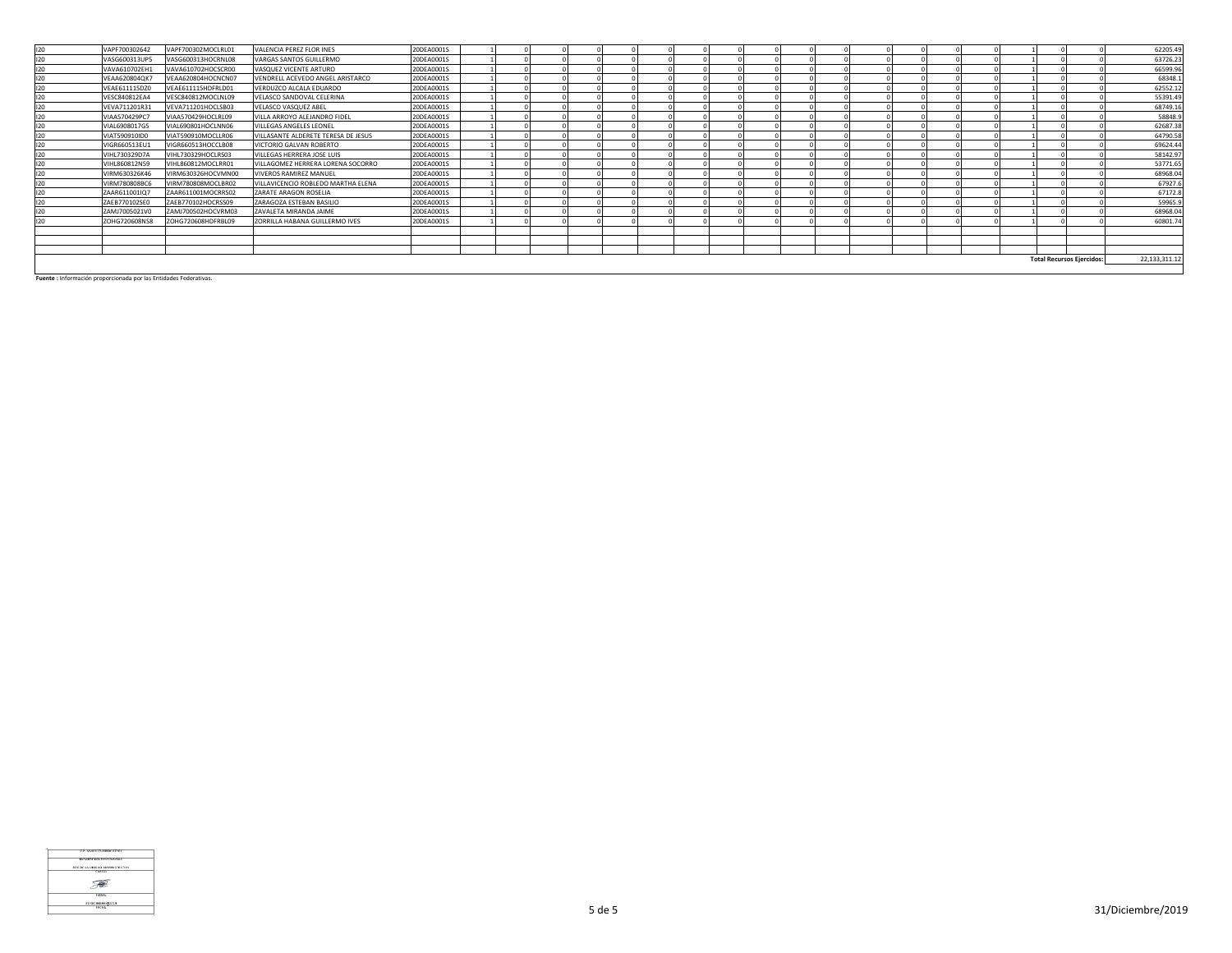| | | | | | | | | | | | | | | | | | | | | | | | |
|---|---|---|---|---|---|---|---|---|---|---|---|---|---|---|---|---|---|---|---|---|---|---|---|
| I20 | VAPF700302642 | VAPF700302MOCLRL01 | VALENCIA PEREZ FLOR INES | 20DEA0001S | 1 | 0 | 0 | 0 | 0 | 0 | 0 | 0 | 0 | 0 | 0 | 0 | 0 | 0 | 0 | 1 | 0 | 0 | 62205.49 |
| I20 | VASG600313UP5 | VASG600313HOCRNL08 | VARGAS SANTOS GUILLERMO | 20DEA0001S | 1 | 0 | 0 | 0 | 0 | 0 | 0 | 0 | 0 | 0 | 0 | 0 | 0 | 0 | 0 | 1 | 0 | 0 | 63726.23 |
| I20 | VAVA610702EH1 | VAVA610702HOCSCR00 | VASQUEZ VICENTE ARTURO | 20DEA0001S | 1 | 0 | 0 | 0 | 0 | 0 | 0 | 0 | 0 | 0 | 0 | 0 | 0 | 0 | 0 | 1 | 0 | 0 | 66599.96 |
| I20 | VEAA620804QK7 | VEAA620804HOCNCN07 | VENDRELL ACEVEDO ANGEL ARISTARCO | 20DEA0001S | 1 | 0 | 0 | 0 | 0 | 0 | 0 | 0 | 0 | 0 | 0 | 0 | 0 | 0 | 0 | 1 | 0 | 0 | 68348.1 |
| I20 | VEAE611115DZ0 | VEAE611115HDFRLD01 | VERDUZCO ALCALA EDUARDO | 20DEA0001S | 1 | 0 | 0 | 0 | 0 | 0 | 0 | 0 | 0 | 0 | 0 | 0 | 0 | 0 | 0 | 1 | 0 | 0 | 62552.12 |
| I20 | VESC840812EA4 | VESC840812MOCLNL09 | VELASCO SANDOVAL CELERINA | 20DEA0001S | 1 | 0 | 0 | 0 | 0 | 0 | 0 | 0 | 0 | 0 | 0 | 0 | 0 | 0 | 0 | 1 | 0 | 0 | 55391.49 |
| I20 | VEVA711201R31 | VEVA711201HOCLSB03 | VELASCO VASQUEZ ABEL | 20DEA0001S | 1 | 0 | 0 | 0 | 0 | 0 | 0 | 0 | 0 | 0 | 0 | 0 | 0 | 0 | 0 | 1 | 0 | 0 | 68749.16 |
| I20 | VIAA570429PC7 | VIAA570429HOCLRL09 | VILLA ARROYO ALEJANDRO FIDEL | 20DEA0001S | 1 | 0 | 0 | 0 | 0 | 0 | 0 | 0 | 0 | 0 | 0 | 0 | 0 | 0 | 0 | 1 | 0 | 0 | 58848.9 |
| I20 | VIAL6908017G5 | VIAL690801HOCLNN06 | VILLEGAS ANGELES LEONEL | 20DEA0001S | 1 | 0 | 0 | 0 | 0 | 0 | 0 | 0 | 0 | 0 | 0 | 0 | 0 | 0 | 0 | 1 | 0 | 0 | 62687.38 |
| I20 | VIAT590910ID0 | VIAT590910MOCLLR06 | VILLASANTE ALDERETE TERESA DE JESUS | 20DEA0001S | 1 | 0 | 0 | 0 | 0 | 0 | 0 | 0 | 0 | 0 | 0 | 0 | 0 | 0 | 0 | 1 | 0 | 0 | 64790.58 |
| I20 | VIGR660513EU1 | VIGR660513HOCCLB08 | VICTORIO GALVAN ROBERTO | 20DEA0001S | 1 | 0 | 0 | 0 | 0 | 0 | 0 | 0 | 0 | 0 | 0 | 0 | 0 | 0 | 0 | 1 | 0 | 0 | 69624.44 |
| I20 | VIHL730329D7A | VIHL730329HOCLRS03 | VILLEGAS HERRERA JOSE LUIS | 20DEA0001S | 1 | 0 | 0 | 0 | 0 | 0 | 0 | 0 | 0 | 0 | 0 | 0 | 0 | 0 | 0 | 1 | 0 | 0 | 58142.97 |
| I20 | VIHL860812N59 | VIHL860812MOCLRR01 | VILLAGOMEZ HERRERA LORENA SOCORRO | 20DEA0001S | 1 | 0 | 0 | 0 | 0 | 0 | 0 | 0 | 0 | 0 | 0 | 0 | 0 | 0 | 0 | 1 | 0 | 0 | 53771.65 |
| I20 | VIRM630326K46 | VIRM630326HOCVMN00 | VIVEROS RAMIREZ MANUEL | 20DEA0001S | 1 | 0 | 0 | 0 | 0 | 0 | 0 | 0 | 0 | 0 | 0 | 0 | 0 | 0 | 0 | 1 | 0 | 0 | 68968.04 |
| I20 | VIRM780808BC6 | VIRM780808MOCLBR02 | VILLAVICENCIO ROBLEDO MARTHA ELENA | 20DEA0001S | 1 | 0 | 0 | 0 | 0 | 0 | 0 | 0 | 0 | 0 | 0 | 0 | 0 | 0 | 0 | 1 | 0 | 0 | 67927.6 |
| I20 | ZAAR611001IQ7 | ZAAR611001MOCRRS02 | ZARATE ARAGON ROSELIA | 20DEA0001S | 1 | 0 | 0 | 0 | 0 | 0 | 0 | 0 | 0 | 0 | 0 | 0 | 0 | 0 | 0 | 1 | 0 | 0 | 67172.8 |
| I20 | ZAEB770102SE0 | ZAEB770102HOCRSS09 | ZARAGOZA ESTEBAN BASILIO | 20DEA0001S | 1 | 0 | 0 | 0 | 0 | 0 | 0 | 0 | 0 | 0 | 0 | 0 | 0 | 0 | 0 | 1 | 0 | 0 | 59965.9 |
| I20 | ZAMJ7005021V0 | ZAMJ700502HOCVRM03 | ZAVALETA MIRANDA JAIME | 20DEA0001S | 1 | 0 | 0 | 0 | 0 | 0 | 0 | 0 | 0 | 0 | 0 | 0 | 0 | 0 | 0 | 1 | 0 | 0 | 68968.04 |
| I20 | ZOHG720608NS8 | ZOHG720608HDFRBL09 | ZORRILLA HABANA GUILLERMO IVES | 20DEA0001S | 1 | 0 | 0 | 0 | 0 | 0 | 0 | 0 | 0 | 0 | 0 | 0 | 0 | 0 | 0 | 1 | 0 | 0 | 60801.74 |
| | | | | | | | | | | | | | | | | | | | | | | | |
| | | | | | | | | | | | | | | | | | | | | | | | |
| | | | | | | | | | | | | | | | | | | | | | | | |
| | | | | | | | | | | | | | | | | | | | | | Total Recursos Ejercidos: | | 22,133,311.12 |

**Fuente :** Información proporcionada por las Entidades Federativas.

| |
|---|
| NOMBRE DEL RESPONSABLE |
| JEFE DE LA UNIDAD ADMINISTRATIVA |
| CARGO |
| FIRMA |
| 31/DICIEMBRE/2019 |
| FECHA |